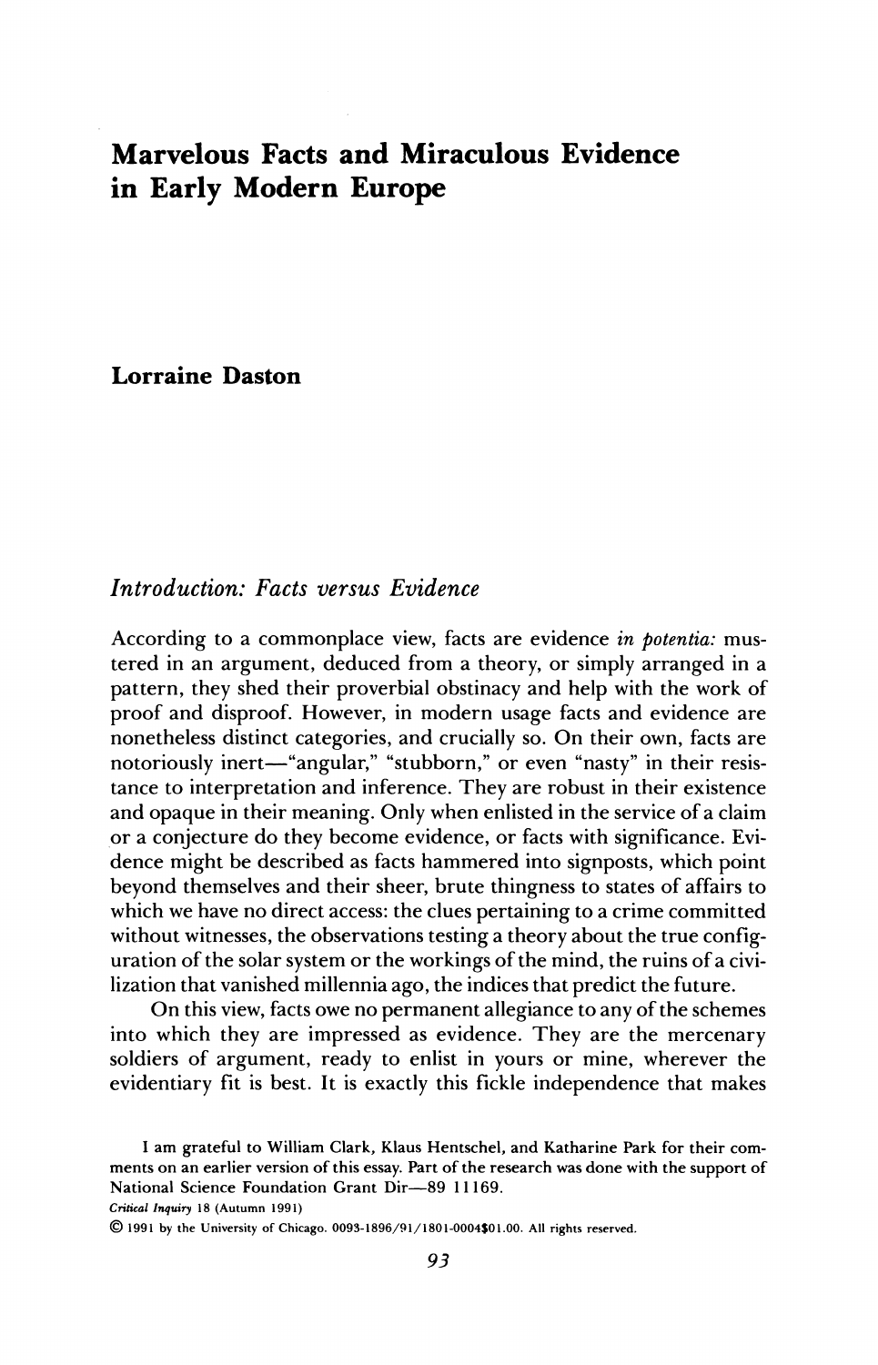# Marvelous Facts and Miraculous Evidence in Early Modern Europe

**Lorraine Daston**

## *Introduction: Facts versus Evidence*

According to a commonplace view, facts are evidence *in potentia:* mustered in an argument, deduced from a theory, or simply arranged in a pattern, they shed their proverbial obstinacy and help with the work of proof and disproof. However, in modern usage facts and evidence are nonetheless distinct categories, and crucially so. On their own, facts are notoriously inert—"angular," "stubborn," or even "nasty" in their resistance to interpretation and inference. They are robust in their existence and opaque in their meaning. Only when enlisted in the service of a claim or a conjecture do they become evidence, or facts with significance. Evidence might be described as facts hammered into signposts, which point beyond themselves and their sheer, brute thingness to states of affairs to which we have no direct access: the clues pertaining to a crime committed without witnesses, the observations testing a theory about the true configuration of the solar system or the workings of the mind, the ruins of a civilization that vanished millennia ago, the indices that predict the future.

On this view, facts owe no permanent allegiance to any of the schemes into which they are impressed as evidence. They are the mercenary soldiers of argument, ready to enlist in yours or mine, wherever the evidentiary fit is best. It is exactly this fickle independence that makes

I am grateful to William Clark, Klaus Hentschel, and Katharine Park for their comments on an earlier version of this essay. Part of the research was done with the support of National Science Foundation Grant Dir—89 11169.

*Critical Inquiry* 18 (Autumn 1991)

© 1991 by the University of Chicago. 0093-1896/91/1801-0004$01.00. All rights reserved.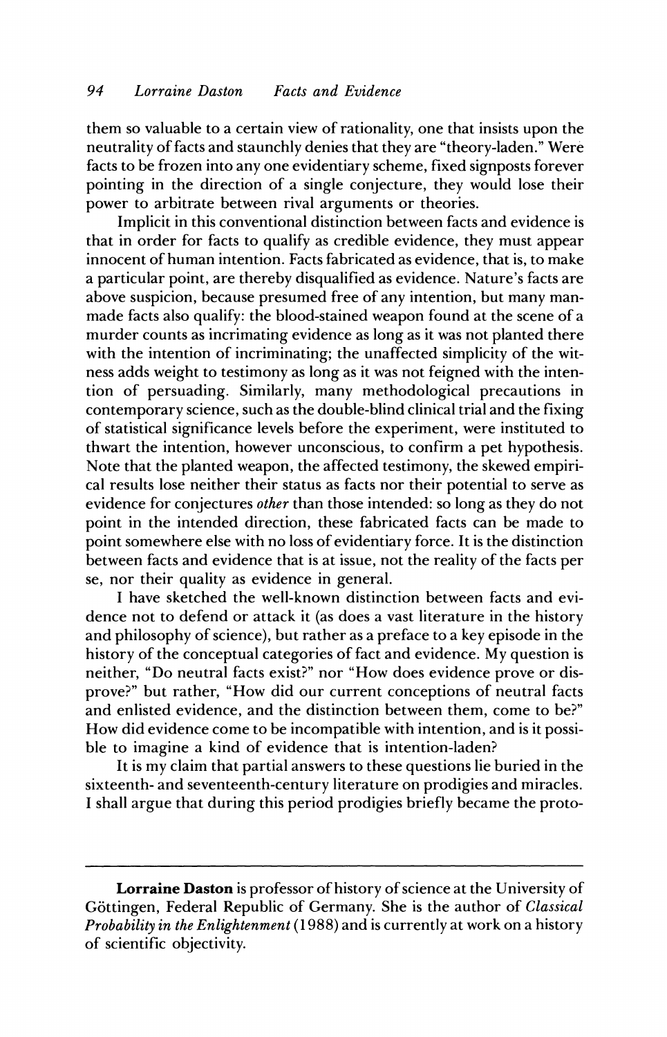them so valuable to a certain view of rationality, one that insists upon the neutrality of facts and staunchly denies that they are "theory-laden." Were facts to be frozen into any one evidentiary scheme, fixed signposts forever pointing in the direction of a single conjecture, they would lose their power to arbitrate between rival arguments or theories.

Implicit in this conventional distinction between facts and evidence is that in order for facts to qualify as credible evidence, they must appear innocent of human intention. Facts fabricated as evidence, that is, to make a particular point, are thereby disqualified as evidence. Nature's facts are above suspicion, because presumed free of any intention, but many man-made facts also qualify: the blood-stained weapon found at the scene of a murder counts as incrimating evidence as long as it was not planted there with the intention of incriminating; the unaffected simplicity of the witness adds weight to testimony as long as it was not feigned with the intention of persuading. Similarly, many methodological precautions in contemporary science, such as the double-blind clinical trial and the fixing of statistical significance levels before the experiment, were instituted to thwart the intention, however unconscious, to confirm a pet hypothesis. Note that the planted weapon, the affected testimony, the skewed empirical results lose neither their status as facts nor their potential to serve as evidence for conjectures *other* than those intended: so long as they do not point in the intended direction, these fabricated facts can be made to point somewhere else with no loss of evidentiary force. It is the distinction between facts and evidence that is at issue, not the reality of the facts per se, nor their quality as evidence in general.

I have sketched the well-known distinction between facts and evidence not to defend or attack it (as does a vast literature in the history and philosophy of science), but rather as a preface to a key episode in the history of the conceptual categories of fact and evidence. My question is neither, "Do neutral facts exist?" nor "How does evidence prove or disprove?" but rather, "How did our current conceptions of neutral facts and enlisted evidence, and the distinction between them, come to be?" How did evidence come to be incompatible with intention, and is it possible to imagine a kind of evidence that is intention-laden?

It is my claim that partial answers to these questions lie buried in the sixteenth- and seventeenth-century literature on prodigies and miracles. I shall argue that during this period prodigies briefly became the proto-

---

**Lorraine Daston** is professor of history of science at the University of Göttingen, Federal Republic of Germany. She is the author of *Classical Probability in the Enlightenment* (1988) and is currently at work on a history of scientific objectivity.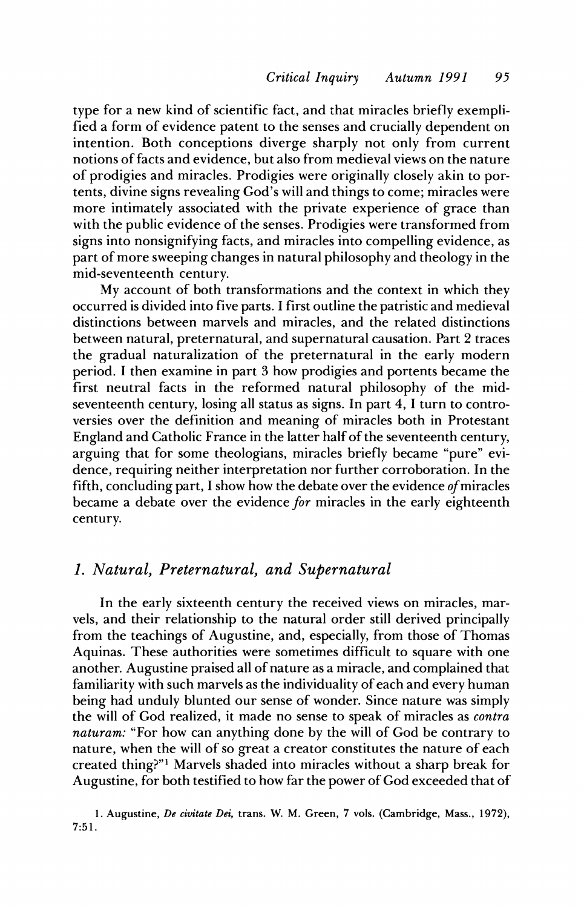type for a new kind of scientific fact, and that miracles briefly exemplified a form of evidence patent to the senses and crucially dependent on intention. Both conceptions diverge sharply not only from current notions of facts and evidence, but also from medieval views on the nature of prodigies and miracles. Prodigies were originally closely akin to portents, divine signs revealing God's will and things to come; miracles were more intimately associated with the private experience of grace than with the public evidence of the senses. Prodigies were transformed from signs into nonsignifying facts, and miracles into compelling evidence, as part of more sweeping changes in natural philosophy and theology in the mid-seventeenth century.

My account of both transformations and the context in which they occurred is divided into five parts. I first outline the patristic and medieval distinctions between marvels and miracles, and the related distinctions between natural, preternatural, and supernatural causation. Part 2 traces the gradual naturalization of the preternatural in the early modern period. I then examine in part 3 how prodigies and portents became the first neutral facts in the reformed natural philosophy of the mid-seventeenth century, losing all status as signs. In part 4, I turn to controversies over the definition and meaning of miracles both in Protestant England and Catholic France in the latter half of the seventeenth century, arguing that for some theologians, miracles briefly became "pure" evidence, requiring neither interpretation nor further corroboration. In the fifth, concluding part, I show how the debate over the evidence *of* miracles became a debate over the evidence *for* miracles in the early eighteenth century.

## 1. Natural, Preternatural, and Supernatural

In the early sixteenth century the received views on miracles, marvels, and their relationship to the natural order still derived principally from the teachings of Augustine, and, especially, from those of Thomas Aquinas. These authorities were sometimes difficult to square with one another. Augustine praised all of nature as a miracle, and complained that familiarity with such marvels as the individuality of each and every human being had unduly blunted our sense of wonder. Since nature was simply the will of God realized, it made no sense to speak of miracles as *contra naturam:* "For how can anything done by the will of God be contrary to nature, when the will of so great a creator constitutes the nature of each created thing?"[1] Marvels shaded into miracles without a sharp break for Augustine, for both testified to how far the power of God exceeded that of

1. Augustine, *De civitate Dei,* trans. W. M. Green, 7 vols. (Cambridge, Mass., 1972), 7:51.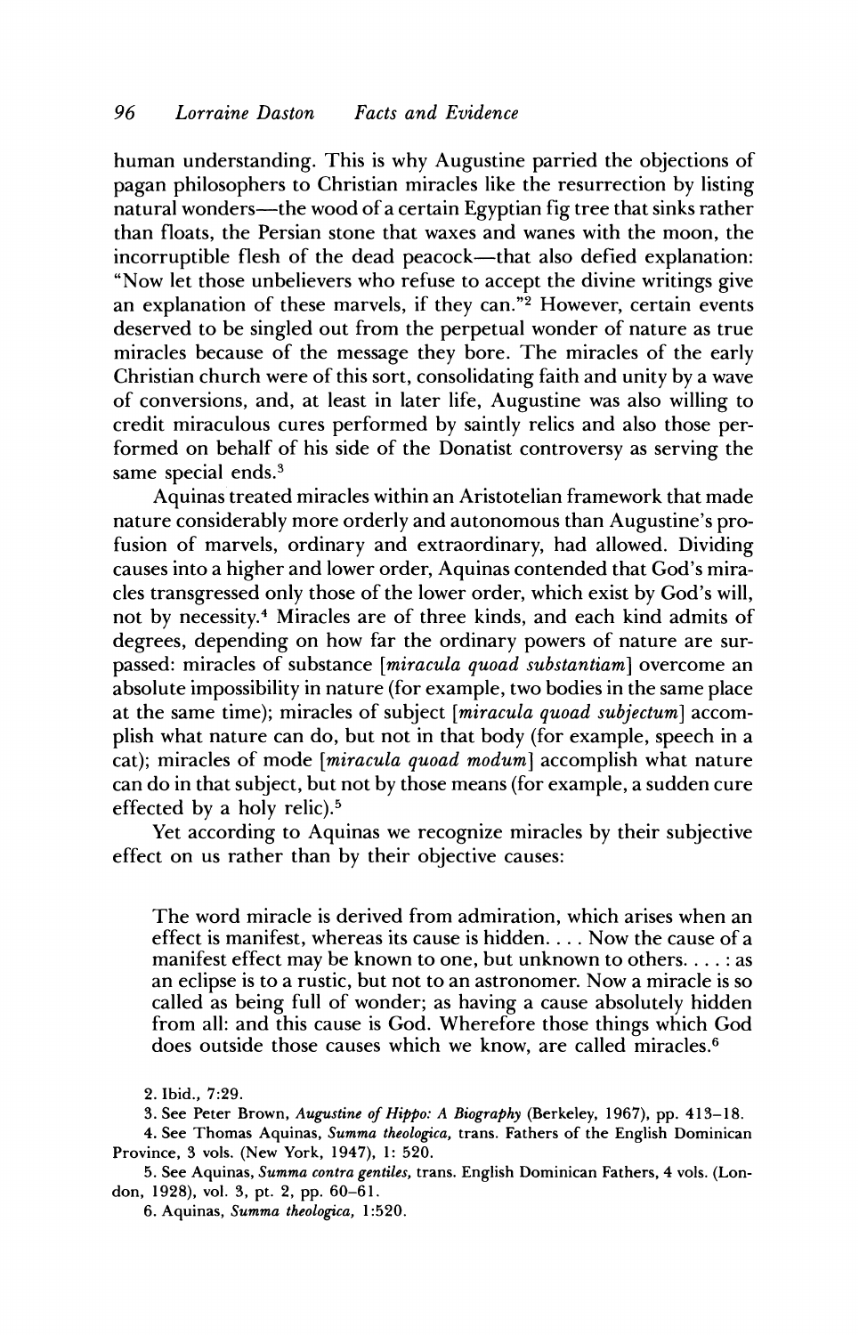human understanding. This is why Augustine parried the objections of pagan philosophers to Christian miracles like the resurrection by listing natural wonders—the wood of a certain Egyptian fig tree that sinks rather than floats, the Persian stone that waxes and wanes with the moon, the incorruptible flesh of the dead peacock—that also defied explanation: "Now let those unbelievers who refuse to accept the divine writings give an explanation of these marvels, if they can."[2] However, certain events deserved to be singled out from the perpetual wonder of nature as true miracles because of the message they bore. The miracles of the early Christian church were of this sort, consolidating faith and unity by a wave of conversions, and, at least in later life, Augustine was also willing to credit miraculous cures performed by saintly relics and also those performed on behalf of his side of the Donatist controversy as serving the same special ends.[3]

Aquinas treated miracles within an Aristotelian framework that made nature considerably more orderly and autonomous than Augustine's profusion of marvels, ordinary and extraordinary, had allowed. Dividing causes into a higher and lower order, Aquinas contended that God's miracles transgressed only those of the lower order, which exist by God's will, not by necessity.[4] Miracles are of three kinds, and each kind admits of degrees, depending on how far the ordinary powers of nature are surpassed: miracles of substance [*miracula quoad substantiam*] overcome an absolute impossibility in nature (for example, two bodies in the same place at the same time); miracles of subject [*miracula quoad subjectum*] accomplish what nature can do, but not in that body (for example, speech in a cat); miracles of mode [*miracula quoad modum*] accomplish what nature can do in that subject, but not by those means (for example, a sudden cure effected by a holy relic).[5]

Yet according to Aquinas we recognize miracles by their subjective effect on us rather than by their objective causes:

> The word miracle is derived from admiration, which arises when an effect is manifest, whereas its cause is hidden. . . . Now the cause of a manifest effect may be known to one, but unknown to others. . . . : as an eclipse is to a rustic, but not to an astronomer. Now a miracle is so called as being full of wonder; as having a cause absolutely hidden from all: and this cause is God. Wherefore those things which God does outside those causes which we know, are called miracles.[6]

2. Ibid., 7:29.

3. See Peter Brown, *Augustine of Hippo: A Biography* (Berkeley, 1967), pp. 413–18.

4. See Thomas Aquinas, *Summa theologica*, trans. Fathers of the English Dominican Province, 3 vols. (New York, 1947), 1: 520.

5. See Aquinas, *Summa contra gentiles*, trans. English Dominican Fathers, 4 vols. (London, 1928), vol. 3, pt. 2, pp. 60–61.

6. Aquinas, *Summa theologica*, 1:520.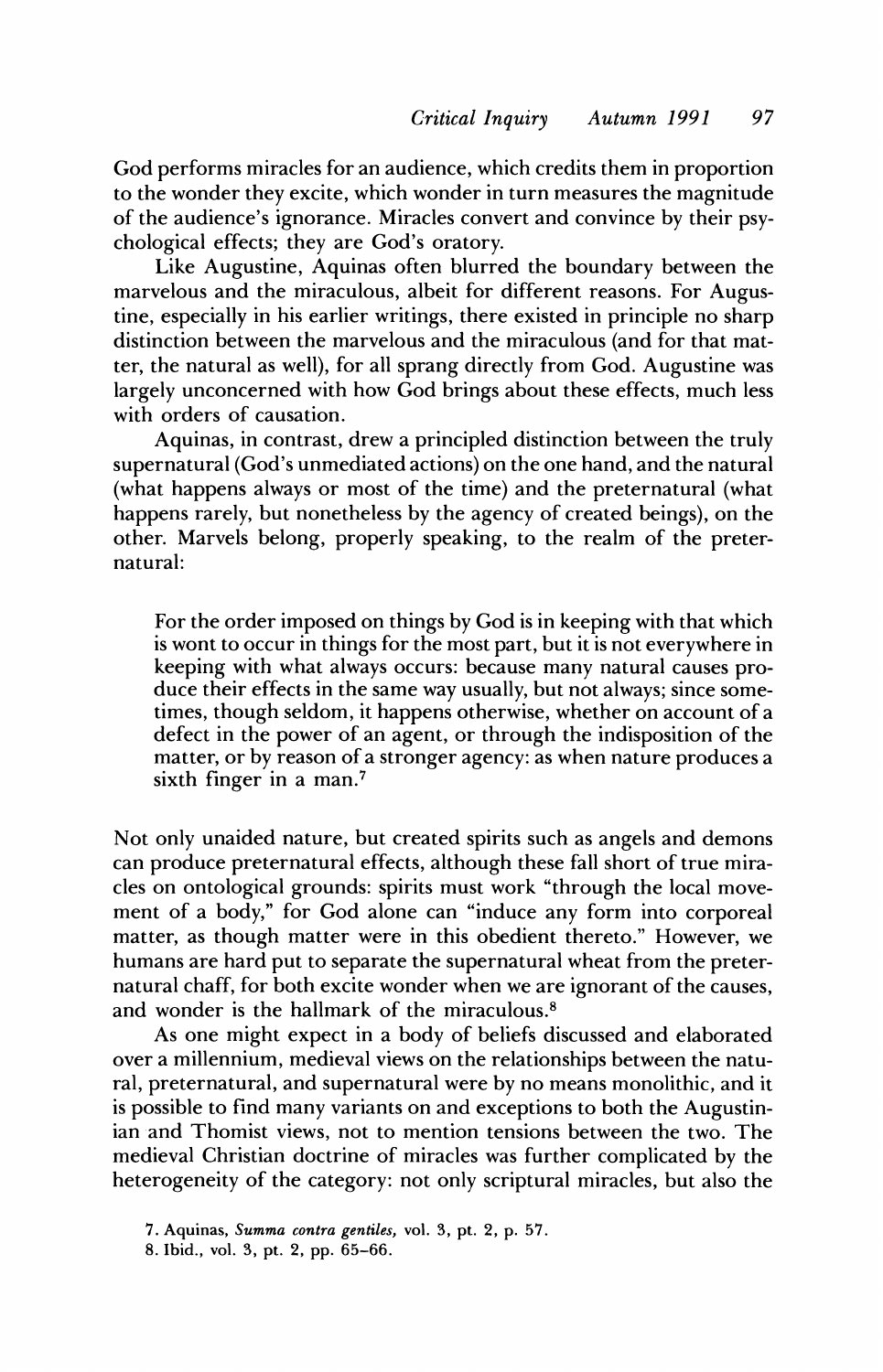God performs miracles for an audience, which credits them in proportion to the wonder they excite, which wonder in turn measures the magnitude of the audience's ignorance. Miracles convert and convince by their psychological effects; they are God's oratory.

Like Augustine, Aquinas often blurred the boundary between the marvelous and the miraculous, albeit for different reasons. For Augustine, especially in his earlier writings, there existed in principle no sharp distinction between the marvelous and the miraculous (and for that matter, the natural as well), for all sprang directly from God. Augustine was largely unconcerned with how God brings about these effects, much less with orders of causation.

Aquinas, in contrast, drew a principled distinction between the truly supernatural (God's unmediated actions) on the one hand, and the natural (what happens always or most of the time) and the preternatural (what happens rarely, but nonetheless by the agency of created beings), on the other. Marvels belong, properly speaking, to the realm of the preternatural:

> For the order imposed on things by God is in keeping with that which is wont to occur in things for the most part, but it is not everywhere in keeping with what always occurs: because many natural causes produce their effects in the same way usually, but not always; since sometimes, though seldom, it happens otherwise, whether on account of a defect in the power of an agent, or through the indisposition of the matter, or by reason of a stronger agency: as when nature produces a sixth finger in a man.[7]

Not only unaided nature, but created spirits such as angels and demons can produce preternatural effects, although these fall short of true miracles on ontological grounds: spirits must work "through the local movement of a body," for God alone can "induce any form into corporeal matter, as though matter were in this obedient thereto." However, we humans are hard put to separate the supernatural wheat from the preternatural chaff, for both excite wonder when we are ignorant of the causes, and wonder is the hallmark of the miraculous.[8]

As one might expect in a body of beliefs discussed and elaborated over a millennium, medieval views on the relationships between the natural, preternatural, and supernatural were by no means monolithic, and it is possible to find many variants on and exceptions to both the Augustinian and Thomist views, not to mention tensions between the two. The medieval Christian doctrine of miracles was further complicated by the heterogeneity of the category: not only scriptural miracles, but also the

7. Aquinas, *Summa contra gentiles,* vol. 3, pt. 2, p. 57.

8. Ibid., vol. 3, pt. 2, pp. 65–66.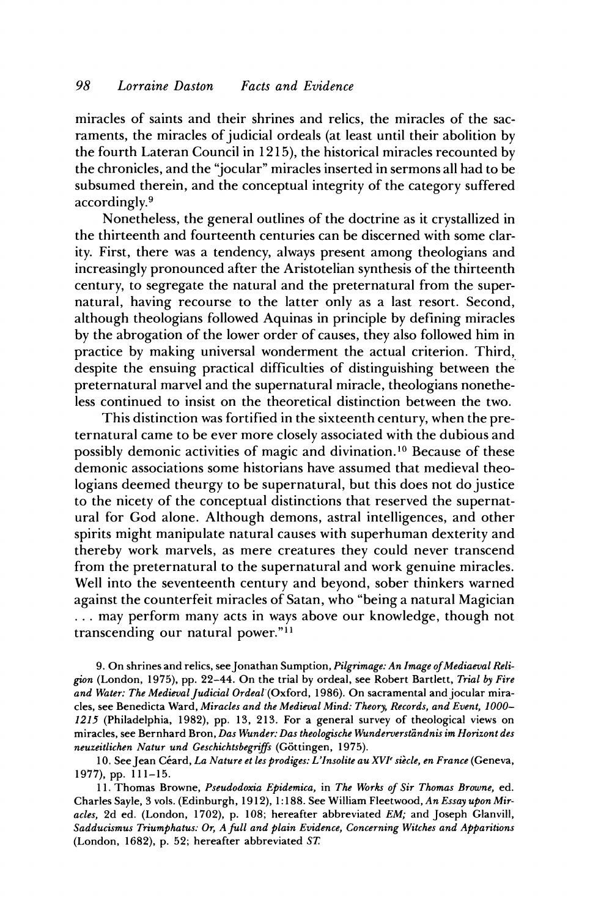miracles of saints and their shrines and relics, the miracles of the sacraments, the miracles of judicial ordeals (at least until their abolition by the fourth Lateran Council in 1215), the historical miracles recounted by the chronicles, and the "jocular" miracles inserted in sermons all had to be subsumed therein, and the conceptual integrity of the category suffered accordingly.[9]

Nonetheless, the general outlines of the doctrine as it crystallized in the thirteenth and fourteenth centuries can be discerned with some clarity. First, there was a tendency, always present among theologians and increasingly pronounced after the Aristotelian synthesis of the thirteenth century, to segregate the natural and the preternatural from the supernatural, having recourse to the latter only as a last resort. Second, although theologians followed Aquinas in principle by defining miracles by the abrogation of the lower order of causes, they also followed him in practice by making universal wonderment the actual criterion. Third, despite the ensuing practical difficulties of distinguishing between the preternatural marvel and the supernatural miracle, theologians nonetheless continued to insist on the theoretical distinction between the two.

This distinction was fortified in the sixteenth century, when the preternatural came to be ever more closely associated with the dubious and possibly demonic activities of magic and divination.[10] Because of these demonic associations some historians have assumed that medieval theologians deemed theurgy to be supernatural, but this does not do justice to the nicety of the conceptual distinctions that reserved the supernatural for God alone. Although demons, astral intelligences, and other spirits might manipulate natural causes with superhuman dexterity and thereby work marvels, as mere creatures they could never transcend from the preternatural to the supernatural and work genuine miracles. Well into the seventeenth century and beyond, sober thinkers warned against the counterfeit miracles of Satan, who "being a natural Magician . . . may perform many acts in ways above our knowledge, though not transcending our natural power."[11]

9. On shrines and relics, see Jonathan Sumption, *Pilgrimage: An Image of Mediaeval Religion* (London, 1975), pp. 22–44. On the trial by ordeal, see Robert Bartlett, *Trial by Fire and Water: The Medieval Judicial Ordeal* (Oxford, 1986). On sacramental and jocular miracles, see Benedicta Ward, *Miracles and the Medieval Mind: Theory, Records, and Event, 1000–1215* (Philadelphia, 1982), pp. 13, 213. For a general survey of theological views on miracles, see Bernhard Bron, *Das Wunder: Das theologische Wunderverständnis im Horizont des neuzeitlichen Natur und Geschichtsbegriffs* (Göttingen, 1975).

10. See Jean Céard, *La Nature et les prodiges: L'Insolite au XVI^e siècle, en France* (Geneva, 1977), pp. 111–15.

11. Thomas Browne, *Pseudodoxia Epidemica*, in *The Works of Sir Thomas Browne*, ed. Charles Sayle, 3 vols. (Edinburgh, 1912), 1:188. See William Fleetwood, *An Essay upon Miracles*, 2d ed. (London, 1702), p. 108; hereafter abbreviated *EM;* and Joseph Glanvill, *Sadducismus Triumphatus: Or, A full and plain Evidence, Concerning Witches and Apparitions* (London, 1682), p. 52; hereafter abbreviated *ST.*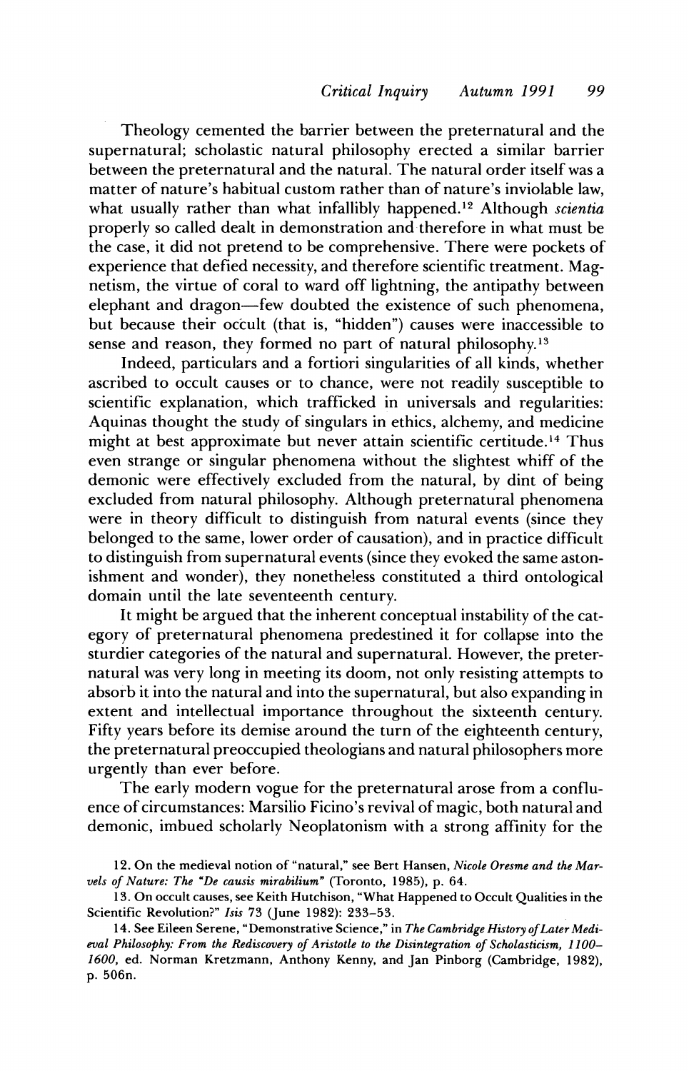Theology cemented the barrier between the preternatural and the supernatural; scholastic natural philosophy erected a similar barrier between the preternatural and the natural. The natural order itself was a matter of nature's habitual custom rather than of nature's inviolable law, what usually rather than what infallibly happened.[12] Although *scientia* properly so called dealt in demonstration and therefore in what must be the case, it did not pretend to be comprehensive. There were pockets of experience that defied necessity, and therefore scientific treatment. Magnetism, the virtue of coral to ward off lightning, the antipathy between elephant and dragon—few doubted the existence of such phenomena, but because their occult (that is, "hidden") causes were inaccessible to sense and reason, they formed no part of natural philosophy.[13]

Indeed, particulars and a fortiori singularities of all kinds, whether ascribed to occult causes or to chance, were not readily susceptible to scientific explanation, which trafficked in universals and regularities: Aquinas thought the study of singulars in ethics, alchemy, and medicine might at best approximate but never attain scientific certitude.[14] Thus even strange or singular phenomena without the slightest whiff of the demonic were effectively excluded from the natural, by dint of being excluded from natural philosophy. Although preternatural phenomena were in theory difficult to distinguish from natural events (since they belonged to the same, lower order of causation), and in practice difficult to distinguish from supernatural events (since they evoked the same astonishment and wonder), they nonetheless constituted a third ontological domain until the late seventeenth century.

It might be argued that the inherent conceptual instability of the category of preternatural phenomena predestined it for collapse into the sturdier categories of the natural and supernatural. However, the preternatural was very long in meeting its doom, not only resisting attempts to absorb it into the natural and into the supernatural, but also expanding in extent and intellectual importance throughout the sixteenth century. Fifty years before its demise around the turn of the eighteenth century, the preternatural preoccupied theologians and natural philosophers more urgently than ever before.

The early modern vogue for the preternatural arose from a confluence of circumstances: Marsilio Ficino's revival of magic, both natural and demonic, imbued scholarly Neoplatonism with a strong affinity for the

12. On the medieval notion of "natural," see Bert Hansen, *Nicole Oresme and the Marvels of Nature: The "De causis mirabilium"* (Toronto, 1985), p. 64.

13. On occult causes, see Keith Hutchison, "What Happened to Occult Qualities in the Scientific Revolution?" *Isis* 73 (June 1982): 233–53.

14. See Eileen Serene, "Demonstrative Science," in *The Cambridge History of Later Medieval Philosophy: From the Rediscovery of Aristotle to the Disintegration of Scholasticism, 1100–1600*, ed. Norman Kretzmann, Anthony Kenny, and Jan Pinborg (Cambridge, 1982), p. 506n.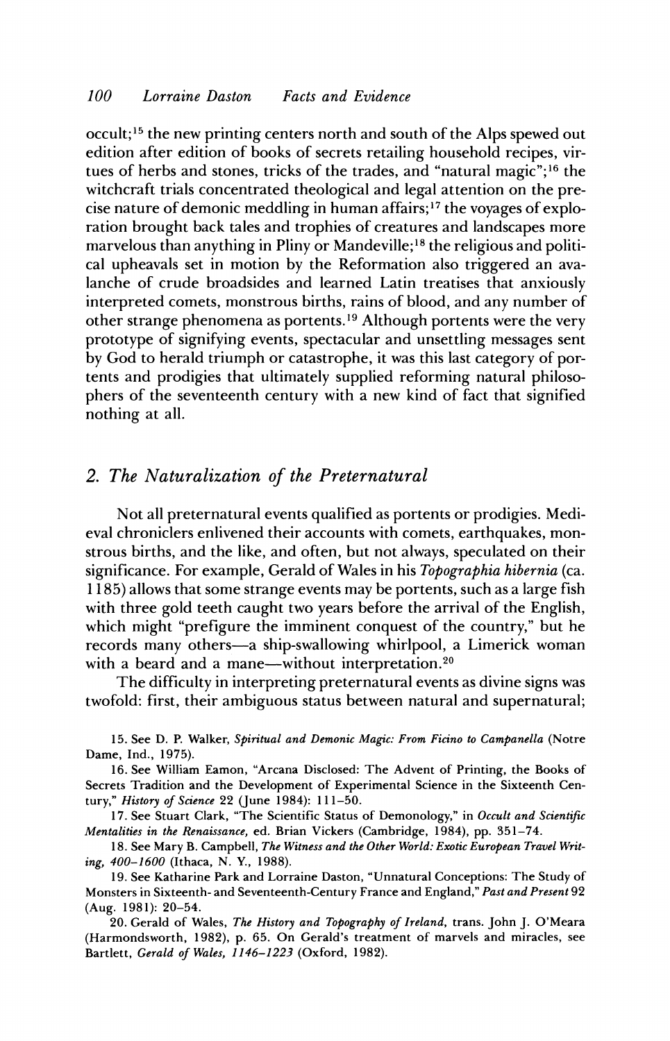occult;[15] the new printing centers north and south of the Alps spewed out edition after edition of books of secrets retailing household recipes, virtues of herbs and stones, tricks of the trades, and "natural magic";[16] the witchcraft trials concentrated theological and legal attention on the precise nature of demonic meddling in human affairs;[17] the voyages of exploration brought back tales and trophies of creatures and landscapes more marvelous than anything in Pliny or Mandeville;[18] the religious and political upheavals set in motion by the Reformation also triggered an avalanche of crude broadsides and learned Latin treatises that anxiously interpreted comets, monstrous births, rains of blood, and any number of other strange phenomena as portents.[19] Although portents were the very prototype of signifying events, spectacular and unsettling messages sent by God to herald triumph or catastrophe, it was this last category of portents and prodigies that ultimately supplied reforming natural philosophers of the seventeenth century with a new kind of fact that signified nothing at all.

## 2. *The Naturalization of the Preternatural*

Not all preternatural events qualified as portents or prodigies. Medieval chroniclers enlivened their accounts with comets, earthquakes, monstrous births, and the like, and often, but not always, speculated on their significance. For example, Gerald of Wales in his *Topographia hibernia* (ca. 1185) allows that some strange events may be portents, such as a large fish with three gold teeth caught two years before the arrival of the English, which might "prefigure the imminent conquest of the country," but he records many others—a ship-swallowing whirlpool, a Limerick woman with a beard and a mane—without interpretation.[20]

The difficulty in interpreting preternatural events as divine signs was twofold: first, their ambiguous status between natural and supernatural;

15. See D. P. Walker, *Spiritual and Demonic Magic: From Ficino to Campanella* (Notre Dame, Ind., 1975).

16. See William Eamon, "Arcana Disclosed: The Advent of Printing, the Books of Secrets Tradition and the Development of Experimental Science in the Sixteenth Century," *History of Science* 22 (June 1984): 111–50.

17. See Stuart Clark, "The Scientific Status of Demonology," in *Occult and Scientific Mentalities in the Renaissance*, ed. Brian Vickers (Cambridge, 1984), pp. 351–74.

18. See Mary B. Campbell, *The Witness and the Other World: Exotic European Travel Writing, 400–1600* (Ithaca, N. Y., 1988).

19. See Katharine Park and Lorraine Daston, "Unnatural Conceptions: The Study of Monsters in Sixteenth- and Seventeenth-Century France and England," *Past and Present* 92 (Aug. 1981): 20–54.

20. Gerald of Wales, *The History and Topography of Ireland*, trans. John J. O'Meara (Harmondsworth, 1982), p. 65. On Gerald's treatment of marvels and miracles, see Bartlett, *Gerald of Wales, 1146–1223* (Oxford, 1982).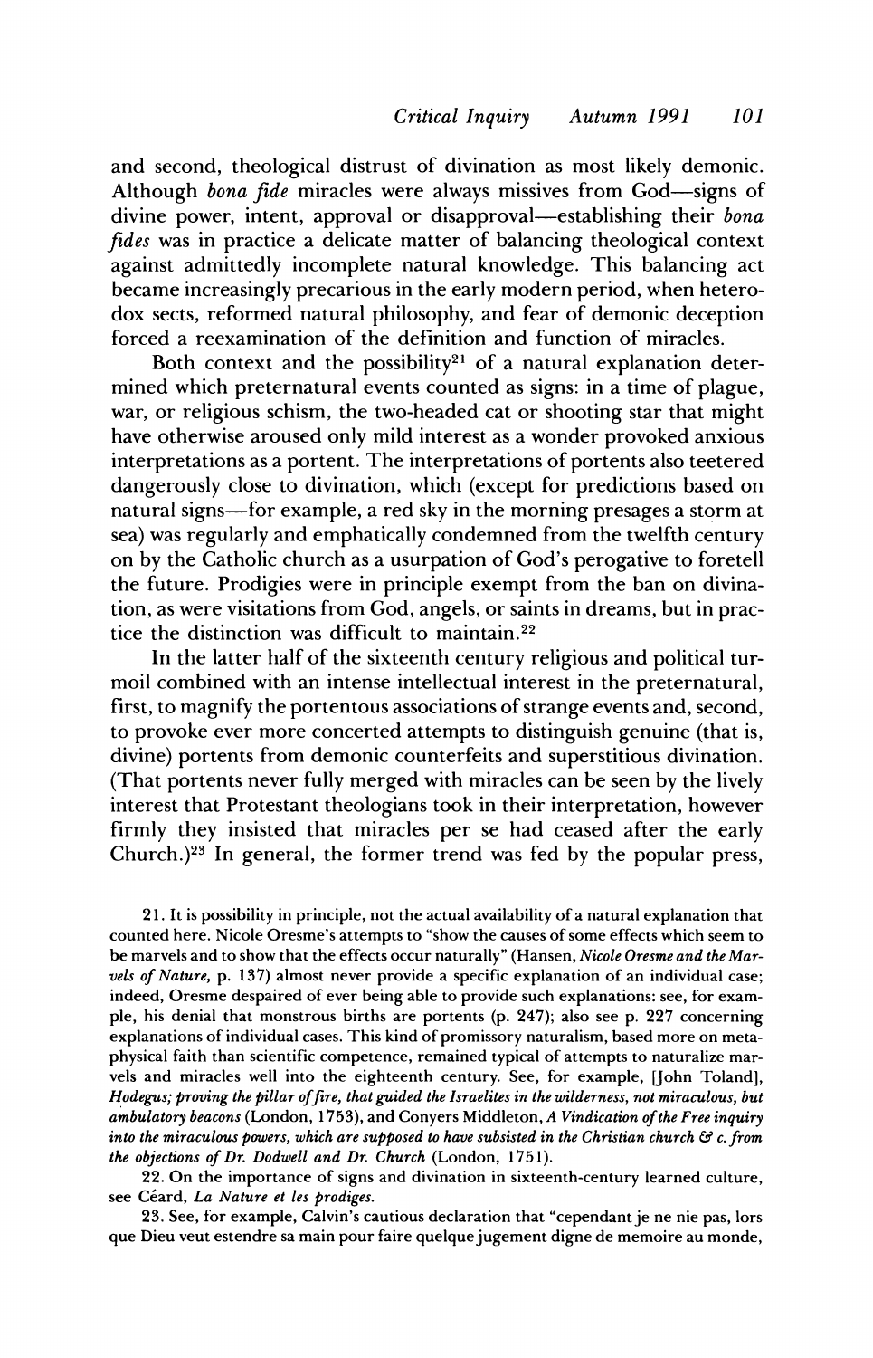and second, theological distrust of divination as most likely demonic. Although *bona fide* miracles were always missives from God—signs of divine power, intent, approval or disapproval—establishing their *bona fides* was in practice a delicate matter of balancing theological context against admittedly incomplete natural knowledge. This balancing act became increasingly precarious in the early modern period, when heterodox sects, reformed natural philosophy, and fear of demonic deception forced a reexamination of the definition and function of miracles.

Both context and the possibility[21] of a natural explanation determined which preternatural events counted as signs: in a time of plague, war, or religious schism, the two-headed cat or shooting star that might have otherwise aroused only mild interest as a wonder provoked anxious interpretations as a portent. The interpretations of portents also teetered dangerously close to divination, which (except for predictions based on natural signs—for example, a red sky in the morning presages a storm at sea) was regularly and emphatically condemned from the twelfth century on by the Catholic church as a usurpation of God's perogative to foretell the future. Prodigies were in principle exempt from the ban on divination, as were visitations from God, angels, or saints in dreams, but in practice the distinction was difficult to maintain.[22]

In the latter half of the sixteenth century religious and political turmoil combined with an intense intellectual interest in the preternatural, first, to magnify the portentous associations of strange events and, second, to provoke ever more concerted attempts to distinguish genuine (that is, divine) portents from demonic counterfeits and superstitious divination. (That portents never fully merged with miracles can be seen by the lively interest that Protestant theologians took in their interpretation, however firmly they insisted that miracles per se had ceased after the early Church.)[23] In general, the former trend was fed by the popular press,

21. It is possibility in principle, not the actual availability of a natural explanation that counted here. Nicole Oresme's attempts to "show the causes of some effects which seem to be marvels and to show that the effects occur naturally" (Hansen, *Nicole Oresme and the Marvels of Nature*, p. 137) almost never provide a specific explanation of an individual case; indeed, Oresme despaired of ever being able to provide such explanations: see, for example, his denial that monstrous births are portents (p. 247); also see p. 227 concerning explanations of individual cases. This kind of promissory naturalism, based more on metaphysical faith than scientific competence, remained typical of attempts to naturalize marvels and miracles well into the eighteenth century. See, for example, [John Toland], *Hodegus; proving the pillar of fire, that guided the Israelites in the wilderness, not miraculous, but ambulatory beacons* (London, 1753), and Conyers Middleton, *A Vindication of the Free inquiry into the miraculous powers, which are supposed to have subsisted in the Christian church & c. from the objections of Dr. Dodwell and Dr. Church* (London, 1751).

22. On the importance of signs and divination in sixteenth-century learned culture, see Céard, *La Nature et les prodiges*.

23. See, for example, Calvin's cautious declaration that "cependant je ne nie pas, lors que Dieu veut estendre sa main pour faire quelque jugement digne de memoire au monde,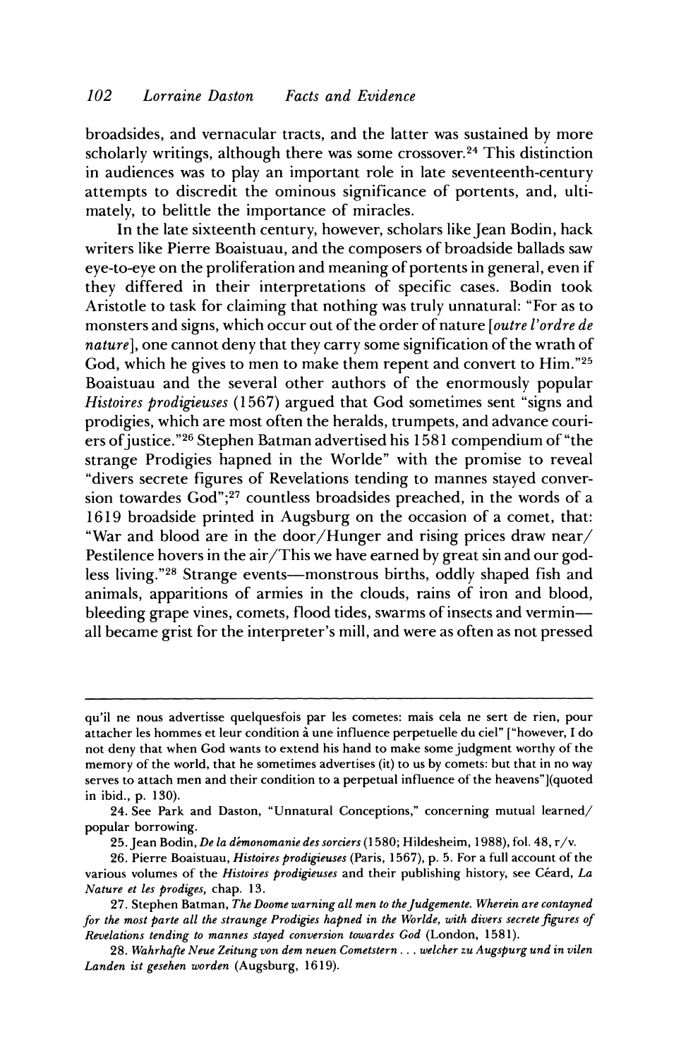broadsides, and vernacular tracts, and the latter was sustained by more scholarly writings, although there was some crossover.[24] This distinction in audiences was to play an important role in late seventeenth-century attempts to discredit the ominous significance of portents, and, ultimately, to belittle the importance of miracles.

In the late sixteenth century, however, scholars like Jean Bodin, hack writers like Pierre Boaistuau, and the composers of broadside ballads saw eye-to-eye on the proliferation and meaning of portents in general, even if they differed in their interpretations of specific cases. Bodin took Aristotle to task for claiming that nothing was truly unnatural: "For as to monsters and signs, which occur out of the order of nature [*outre l'ordre de nature*], one cannot deny that they carry some signification of the wrath of God, which he gives to men to make them repent and convert to Him."[25] Boaistuau and the several other authors of the enormously popular *Histoires prodigieuses* (1567) argued that God sometimes sent "signs and prodigies, which are most often the heralds, trumpets, and advance couriers of justice."[26] Stephen Batman advertised his 1581 compendium of "the strange Prodigies hapned in the Worlde" with the promise to reveal "divers secrete figures of Revelations tending to mannes stayed conversion towardes God";[27] countless broadsides preached, in the words of a 1619 broadside printed in Augsburg on the occasion of a comet, that: "War and blood are in the door/Hunger and rising prices draw near/ Pestilence hovers in the air/This we have earned by great sin and our godless living."[28] Strange events—monstrous births, oddly shaped fish and animals, apparitions of armies in the clouds, rains of iron and blood, bleeding grape vines, comets, flood tides, swarms of insects and vermin—all became grist for the interpreter's mill, and were as often as not pressed

---

qu'il ne nous advertisse quelquesfois par les cometes: mais cela ne sert de rien, pour attacher les hommes et leur condition à une influence perpetuelle du ciel" ["however, I do not deny that when God wants to extend his hand to make some judgment worthy of the memory of the world, that he sometimes advertises (it) to us by comets: but that in no way serves to attach men and their condition to a perpetual influence of the heavens"](quoted in ibid., p. 130).

24. See Park and Daston, "Unnatural Conceptions," concerning mutual learned/ popular borrowing.

25. Jean Bodin, *De la démonomanie des sorciers* (1580; Hildesheim, 1988), fol. 48, r/v.

26. Pierre Boaistuau, *Histoires prodigieuses* (Paris, 1567), p. 5. For a full account of the various volumes of the *Histoires prodigieuses* and their publishing history, see Céard, *La Nature et les prodiges*, chap. 13.

27. Stephen Batman, *The Doome warning all men to the Judgemente. Wherein are contayned for the most parte all the straunge Prodigies hapned in the Worlde, with divers secrete figures of Revelations tending to mannes stayed conversion towardes God* (London, 1581).

28. *Wahrhafte Neue Zeitung von dem neuen Cometstern . . . welcher zu Augspurg und in vilen Landen ist gesehen worden* (Augsburg, 1619).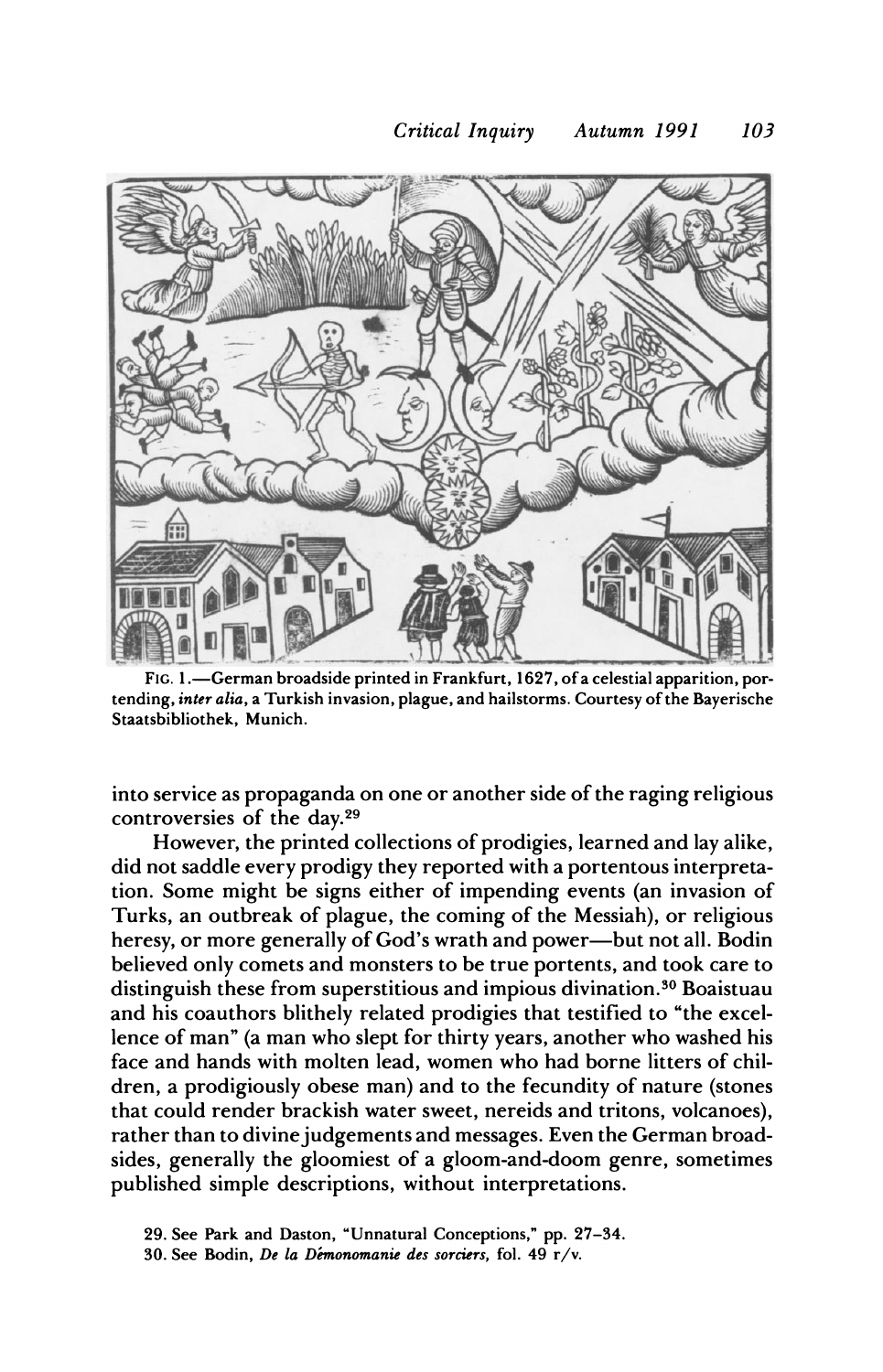FIG. 1.—German broadside printed in Frankfurt, 1627, of a celestial apparition, portending, *inter alia*, a Turkish invasion, plague, and hailstorms. Courtesy of the Bayerische Staatsbibliothek, Munich.

into service as propaganda on one or another side of the raging religious controversies of the day.[29]

However, the printed collections of prodigies, learned and lay alike, did not saddle every prodigy they reported with a portentous interpretation. Some might be signs either of impending events (an invasion of Turks, an outbreak of plague, the coming of the Messiah), or religious heresy, or more generally of God's wrath and power—but not all. Bodin believed only comets and monsters to be true portents, and took care to distinguish these from superstitious and impious divination.[30] Boaistuau and his coauthors blithely related prodigies that testified to "the excellence of man" (a man who slept for thirty years, another who washed his face and hands with molten lead, women who had borne litters of children, a prodigiously obese man) and to the fecundity of nature (stones that could render brackish water sweet, nereids and tritons, volcanoes), rather than to divine judgements and messages. Even the German broadsides, generally the gloomiest of a gloom-and-doom genre, sometimes published simple descriptions, without interpretations.

29. See Park and Daston, "Unnatural Conceptions," pp. 27–34.

30. See Bodin, *De la Démonomanie des sorciers*, fol. 49 r/v.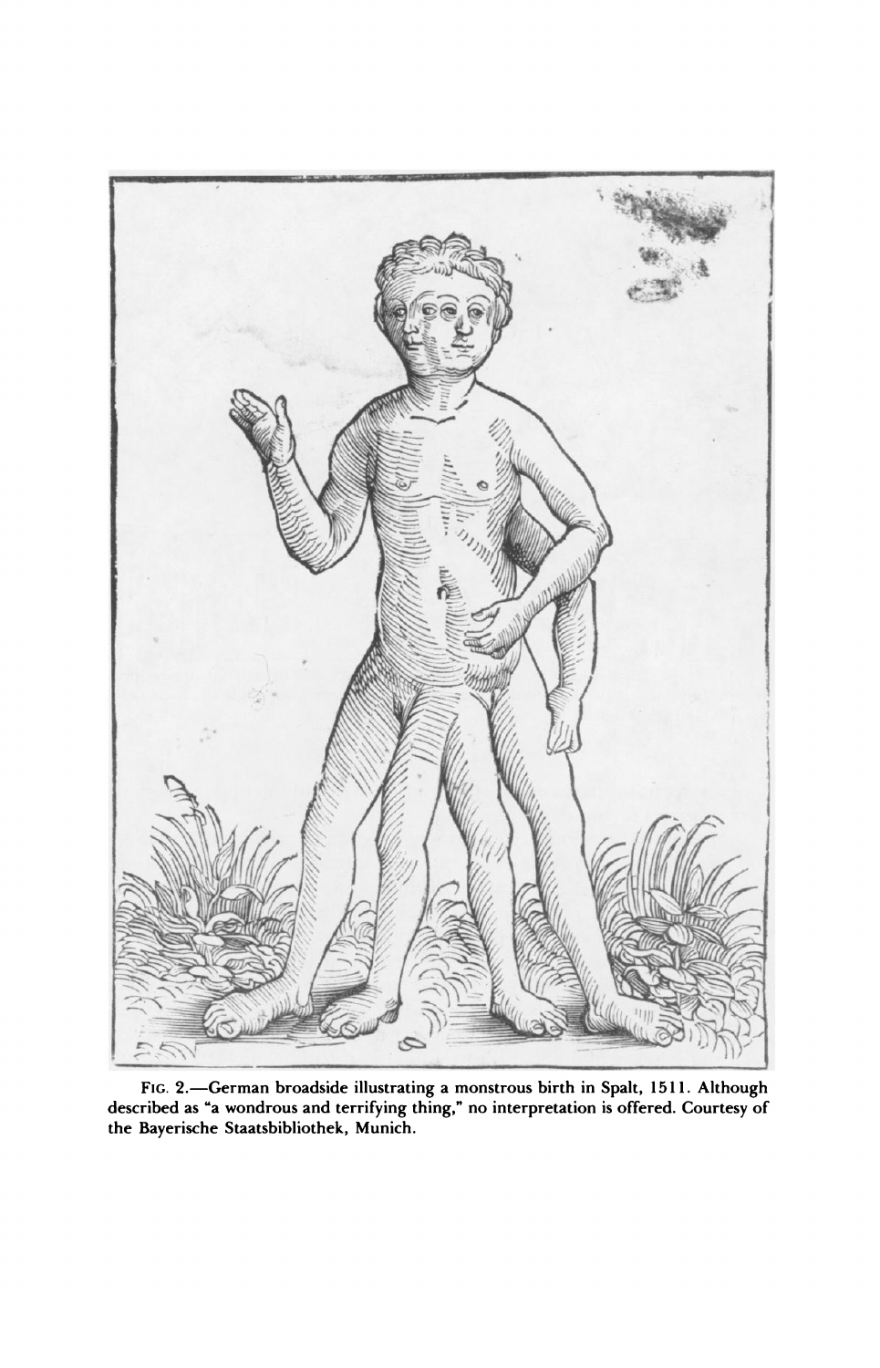FIG. 2.—German broadside illustrating a monstrous birth in Spalt, 1511. Although described as "a wondrous and terrifying thing," no interpretation is offered. Courtesy of the Bayerische Staatsbibliothek, Munich.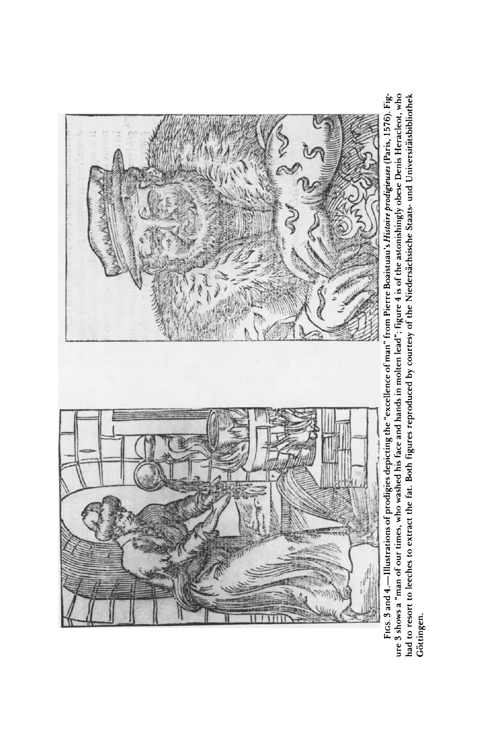FIGS. 3 and 4.—Illustrations of prodigies depicting the "excellence of man" from Pierre Boaistuau's *Histoire prodigieuses* (Paris, 1576). Figure 3 shows a "man of our times, who washed his face and hands in molten lead"; figure 4 is of the astonishingly obese Denis Heracleot, who had to resort to leeches to extract the fat. Both figures reproduced by courtesy of the Niedersächsische Staats- und Universitätsbibliothek Göttingen.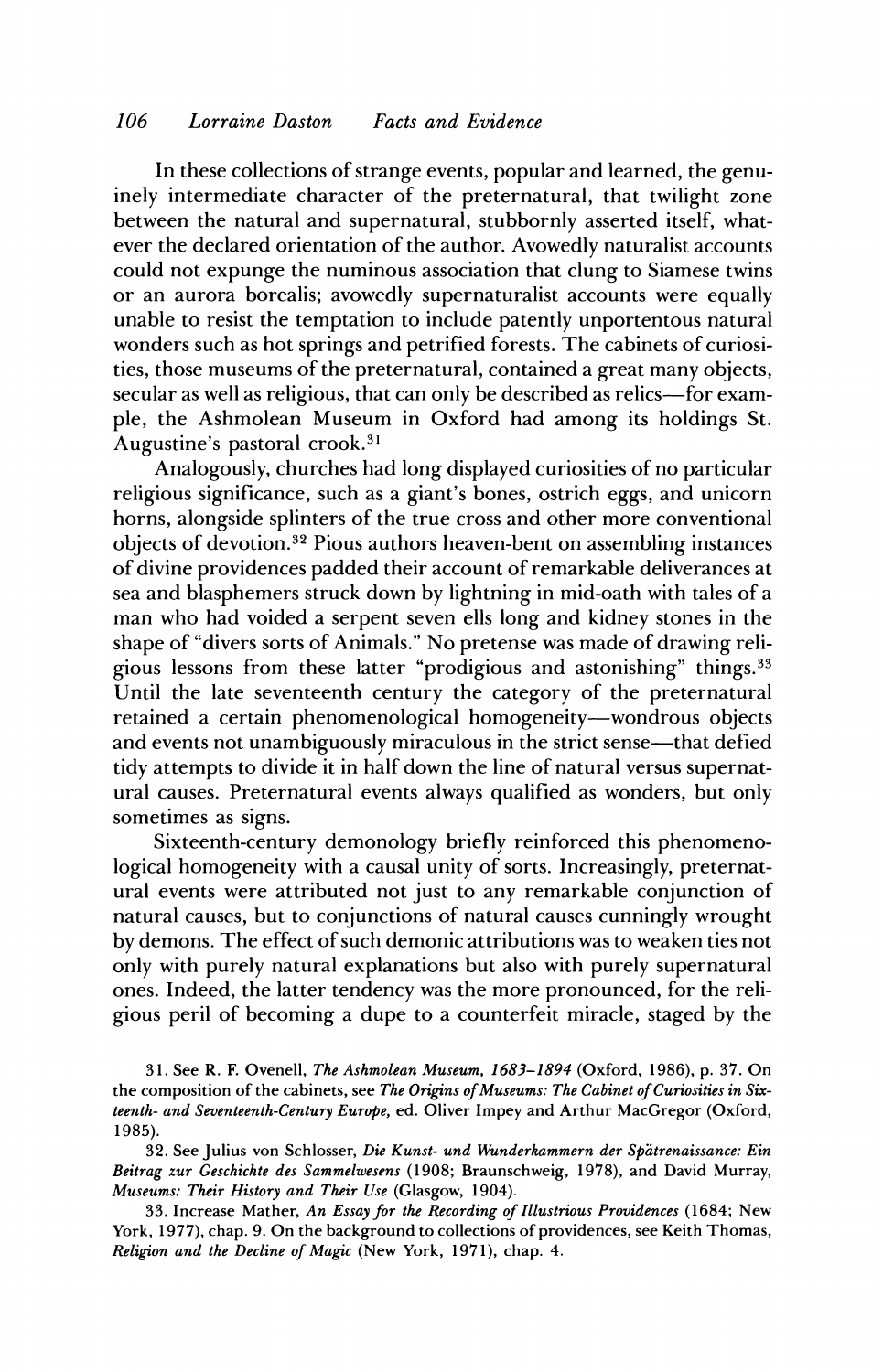In these collections of strange events, popular and learned, the genuinely intermediate character of the preternatural, that twilight zone between the natural and supernatural, stubbornly asserted itself, whatever the declared orientation of the author. Avowedly naturalist accounts could not expunge the numinous association that clung to Siamese twins or an aurora borealis; avowedly supernaturalist accounts were equally unable to resist the temptation to include patently unportentous natural wonders such as hot springs and petrified forests. The cabinets of curiosities, those museums of the preternatural, contained a great many objects, secular as well as religious, that can only be described as relics—for example, the Ashmolean Museum in Oxford had among its holdings St. Augustine's pastoral crook.[31]

Analogously, churches had long displayed curiosities of no particular religious significance, such as a giant's bones, ostrich eggs, and unicorn horns, alongside splinters of the true cross and other more conventional objects of devotion.[32] Pious authors heaven-bent on assembling instances of divine providences padded their account of remarkable deliverances at sea and blasphemers struck down by lightning in mid-oath with tales of a man who had voided a serpent seven ells long and kidney stones in the shape of "divers sorts of Animals." No pretense was made of drawing religious lessons from these latter "prodigious and astonishing" things.[33] Until the late seventeenth century the category of the preternatural retained a certain phenomenological homogeneity—wondrous objects and events not unambiguously miraculous in the strict sense—that defied tidy attempts to divide it in half down the line of natural versus supernatural causes. Preternatural events always qualified as wonders, but only sometimes as signs.

Sixteenth-century demonology briefly reinforced this phenomenological homogeneity with a causal unity of sorts. Increasingly, preternatural events were attributed not just to any remarkable conjunction of natural causes, but to conjunctions of natural causes cunningly wrought by demons. The effect of such demonic attributions was to weaken ties not only with purely natural explanations but also with purely supernatural ones. Indeed, the latter tendency was the more pronounced, for the religious peril of becoming a dupe to a counterfeit miracle, staged by the

31. See R. F. Ovenell, *The Ashmolean Museum, 1683–1894* (Oxford, 1986), p. 37. On the composition of the cabinets, see *The Origins of Museums: The Cabinet of Curiosities in Sixteenth- and Seventeenth-Century Europe*, ed. Oliver Impey and Arthur MacGregor (Oxford, 1985).

32. See Julius von Schlosser, *Die Kunst- und Wunderkammern der Spätrenaissance: Ein Beitrag zur Geschichte des Sammelwesens* (1908; Braunschweig, 1978), and David Murray, *Museums: Their History and Their Use* (Glasgow, 1904).

33. Increase Mather, *An Essay for the Recording of Illustrious Providences* (1684; New York, 1977), chap. 9. On the background to collections of providences, see Keith Thomas, *Religion and the Decline of Magic* (New York, 1971), chap. 4.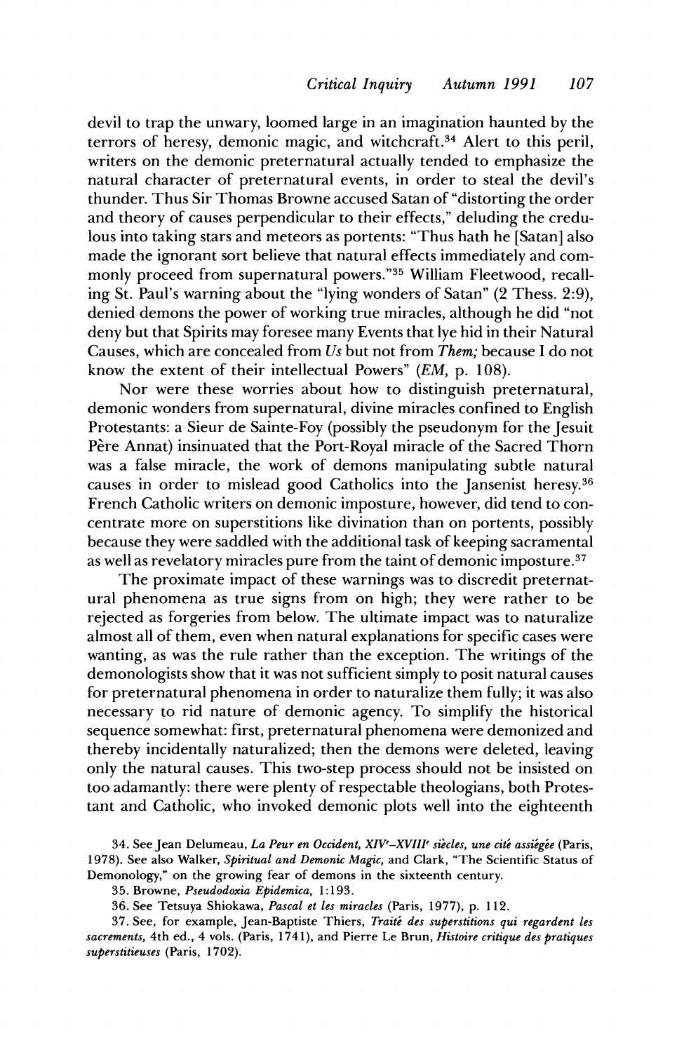devil to trap the unwary, loomed large in an imagination haunted by the terrors of heresy, demonic magic, and witchcraft.[34] Alert to this peril, writers on the demonic preternatural actually tended to emphasize the natural character of preternatural events, in order to steal the devil's thunder. Thus Sir Thomas Browne accused Satan of "distorting the order and theory of causes perpendicular to their effects," deluding the credulous into taking stars and meteors as portents: "Thus hath he [Satan] also made the ignorant sort believe that natural effects immediately and commonly proceed from supernatural powers."[35] William Fleetwood, recalling St. Paul's warning about the "lying wonders of Satan" (2 Thess. 2:9), denied demons the power of working true miracles, although he did "not deny but that Spirits may foresee many Events that lye hid in their Natural Causes, which are concealed from *Us* but not from *Them;* because I do not know the extent of their intellectual Powers" (*EM,* p. 108).

Nor were these worries about how to distinguish preternatural, demonic wonders from supernatural, divine miracles confined to English Protestants: a Sieur de Sainte-Foy (possibly the pseudonym for the Jesuit Père Annat) insinuated that the Port-Royal miracle of the Sacred Thorn was a false miracle, the work of demons manipulating subtle natural causes in order to mislead good Catholics into the Jansenist heresy.[36] French Catholic writers on demonic imposture, however, did tend to concentrate more on superstitions like divination than on portents, possibly because they were saddled with the additional task of keeping sacramental as well as revelatory miracles pure from the taint of demonic imposture.[37]

The proximate impact of these warnings was to discredit preternatural phenomena as true signs from on high; they were rather to be rejected as forgeries from below. The ultimate impact was to naturalize almost all of them, even when natural explanations for specific cases were wanting, as was the rule rather than the exception. The writings of the demonologists show that it was not sufficient simply to posit natural causes for preternatural phenomena in order to naturalize them fully; it was also necessary to rid nature of demonic agency. To simplify the historical sequence somewhat: first, preternatural phenomena were demonized and thereby incidentally naturalized; then the demons were deleted, leaving only the natural causes. This two-step process should not be insisted on too adamantly: there were plenty of respectable theologians, both Protestant and Catholic, who invoked demonic plots well into the eighteenth

34. See Jean Delumeau, *La Peur en Occident, XIV*e*–XVIII*e* siècles, une cité assiégée* (Paris, 1978). See also Walker, *Spiritual and Demonic Magic,* and Clark, "The Scientific Status of Demonology," on the growing fear of demons in the sixteenth century.

35. Browne, *Pseudodoxia Epidemica,* 1:193.

36. See Tetsuya Shiokawa, *Pascal et les miracles* (Paris, 1977), p. 112.

37. See, for example, Jean-Baptiste Thiers, *Traité des superstitions qui regardent les sacrements,* 4th ed., 4 vols. (Paris, 1741), and Pierre Le Brun, *Histoire critique des pratiques superstitieuses* (Paris, 1702).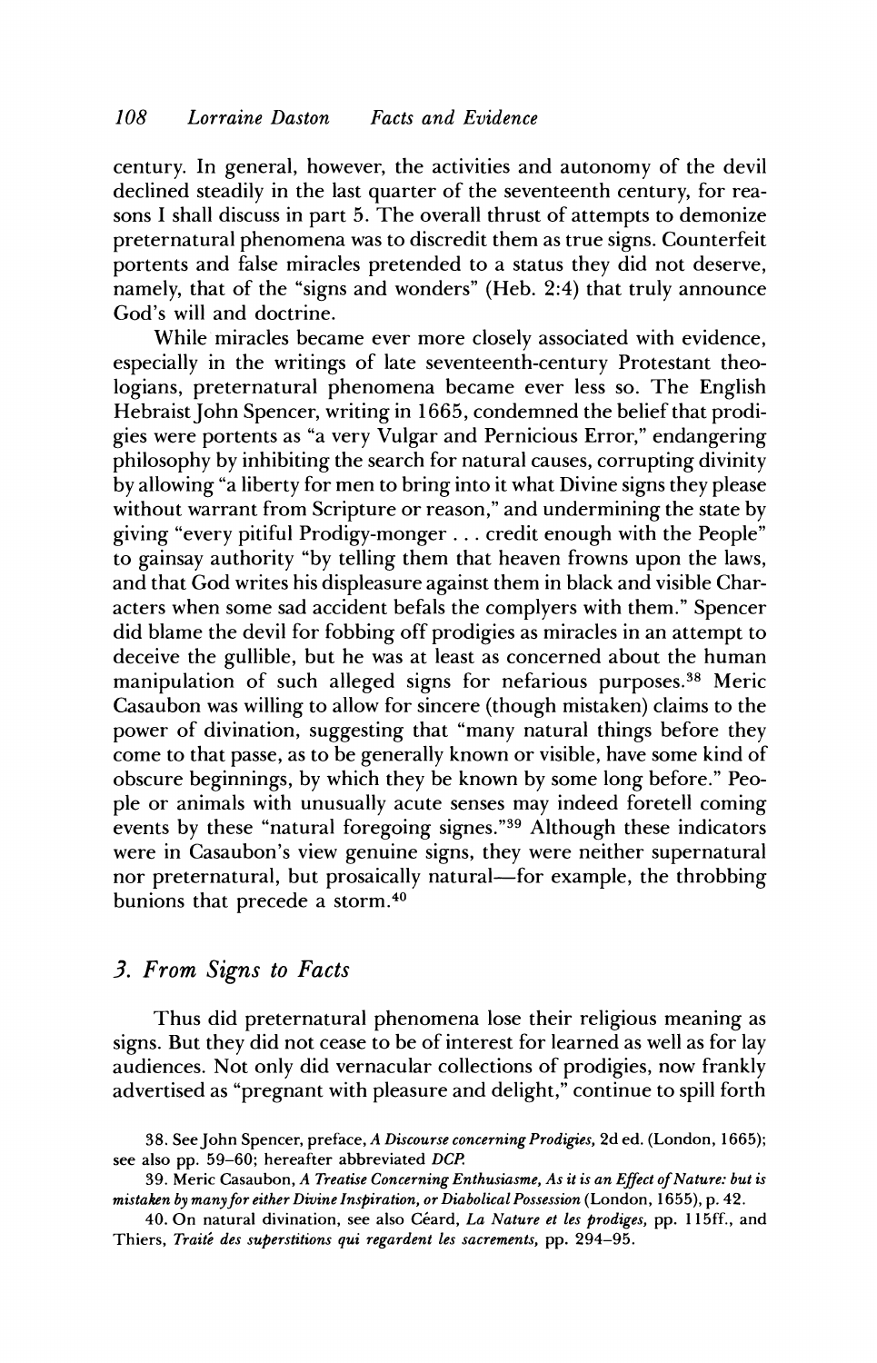century. In general, however, the activities and autonomy of the devil declined steadily in the last quarter of the seventeenth century, for reasons I shall discuss in part 5. The overall thrust of attempts to demonize preternatural phenomena was to discredit them as true signs. Counterfeit portents and false miracles pretended to a status they did not deserve, namely, that of the "signs and wonders" (Heb. 2:4) that truly announce God's will and doctrine.

While miracles became ever more closely associated with evidence, especially in the writings of late seventeenth-century Protestant theologians, preternatural phenomena became ever less so. The English Hebraist John Spencer, writing in 1665, condemned the belief that prodigies were portents as "a very Vulgar and Pernicious Error," endangering philosophy by inhibiting the search for natural causes, corrupting divinity by allowing "a liberty for men to bring into it what Divine signs they please without warrant from Scripture or reason," and undermining the state by giving "every pitiful Prodigy-monger . . . credit enough with the People" to gainsay authority "by telling them that heaven frowns upon the laws, and that God writes his displeasure against them in black and visible Characters when some sad accident befals the complyers with them." Spencer did blame the devil for fobbing off prodigies as miracles in an attempt to deceive the gullible, but he was at least as concerned about the human manipulation of such alleged signs for nefarious purposes.[38] Meric Casaubon was willing to allow for sincere (though mistaken) claims to the power of divination, suggesting that "many natural things before they come to that passe, as to be generally known or visible, have some kind of obscure beginnings, by which they be known by some long before." People or animals with unusually acute senses may indeed foretell coming events by these "natural foregoing signes."[39] Although these indicators were in Casaubon's view genuine signs, they were neither supernatural nor preternatural, but prosaically natural—for example, the throbbing bunions that precede a storm.[40]

## 3. From Signs to Facts

Thus did preternatural phenomena lose their religious meaning as signs. But they did not cease to be of interest for learned as well as for lay audiences. Not only did vernacular collections of prodigies, now frankly advertised as "pregnant with pleasure and delight," continue to spill forth

38. See John Spencer, preface, *A Discourse concerning Prodigies*, 2d ed. (London, 1665); see also pp. 59–60; hereafter abbreviated *DCP.*

39. Meric Casaubon, *A Treatise Concerning Enthusiasme, As it is an Effect of Nature: but is mistaken by many for either Divine Inspiration, or Diabolical Possession* (London, 1655), p. 42.

40. On natural divination, see also Céard, *La Nature et les prodiges*, pp. 115ff., and Thiers, *Traité des superstitions qui regardent les sacrements*, pp. 294–95.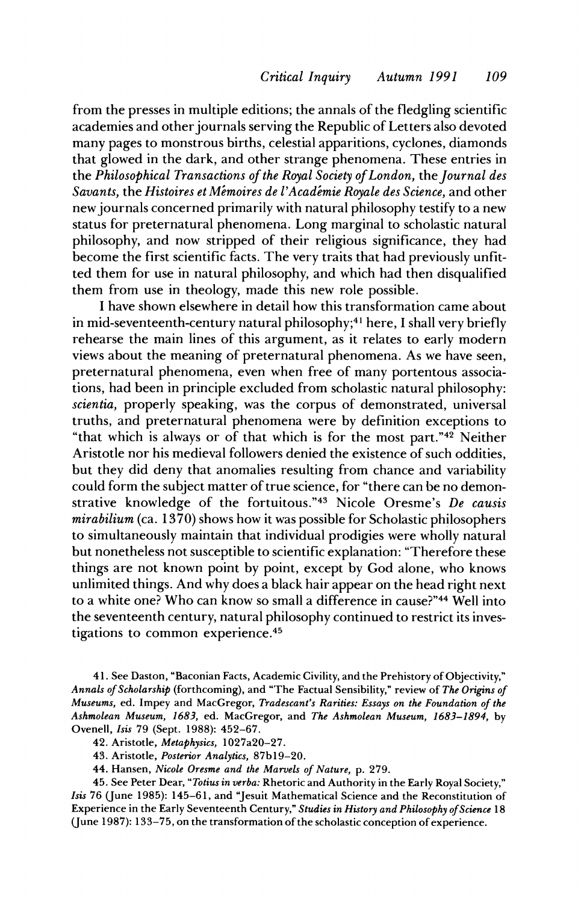from the presses in multiple editions; the annals of the fledgling scientific academies and other journals serving the Republic of Letters also devoted many pages to monstrous births, celestial apparitions, cyclones, diamonds that glowed in the dark, and other strange phenomena. These entries in the *Philosophical Transactions of the Royal Society of London,* the *Journal des Savants,* the *Histoires et Mémoires de l'Académie Royale des Science,* and other new journals concerned primarily with natural philosophy testify to a new status for preternatural phenomena. Long marginal to scholastic natural philosophy, and now stripped of their religious significance, they had become the first scientific facts. The very traits that had previously unfitted them for use in natural philosophy, and which had then disqualified them from use in theology, made this new role possible.

I have shown elsewhere in detail how this transformation came about in mid-seventeenth-century natural philosophy;[41] here, I shall very briefly rehearse the main lines of this argument, as it relates to early modern views about the meaning of preternatural phenomena. As we have seen, preternatural phenomena, even when free of many portentous associations, had been in principle excluded from scholastic natural philosophy: *scientia,* properly speaking, was the corpus of demonstrated, universal truths, and preternatural phenomena were by definition exceptions to "that which is always or of that which is for the most part."[42] Neither Aristotle nor his medieval followers denied the existence of such oddities, but they did deny that anomalies resulting from chance and variability could form the subject matter of true science, for "there can be no demonstrative knowledge of the fortuitous."[43] Nicole Oresme's *De causis mirabilium* (ca. 1370) shows how it was possible for Scholastic philosophers to simultaneously maintain that individual prodigies were wholly natural but nonetheless not susceptible to scientific explanation: "Therefore these things are not known point by point, except by God alone, who knows unlimited things. And why does a black hair appear on the head right next to a white one? Who can know so small a difference in cause?"[44] Well into the seventeenth century, natural philosophy continued to restrict its investigations to common experience.[45]

41. See Daston, "Baconian Facts, Academic Civility, and the Prehistory of Objectivity," *Annals of Scholarship* (forthcoming), and "The Factual Sensibility," review of *The Origins of Museums,* ed. Impey and MacGregor, *Tradescant's Rarities: Essays on the Foundation of the Ashmolean Museum, 1683,* ed. MacGregor, and *The Ashmolean Museum, 1683–1894,* by Ovenell, *Isis* 79 (Sept. 1988): 452–67.

42. Aristotle, *Metaphysics,* 1027a20–27.

43. Aristotle, *Posterior Analytics,* 87b19–20.

44. Hansen, *Nicole Oresme and the Marvels of Nature,* p. 279.

45. See Peter Dear, "*Totius in verba:* Rhetoric and Authority in the Early Royal Society," *Isis* 76 (June 1985): 145–61, and "Jesuit Mathematical Science and the Reconstitution of Experience in the Early Seventeenth Century," *Studies in History and Philosophy of Science* 18 (June 1987): 133–75, on the transformation of the scholastic conception of experience.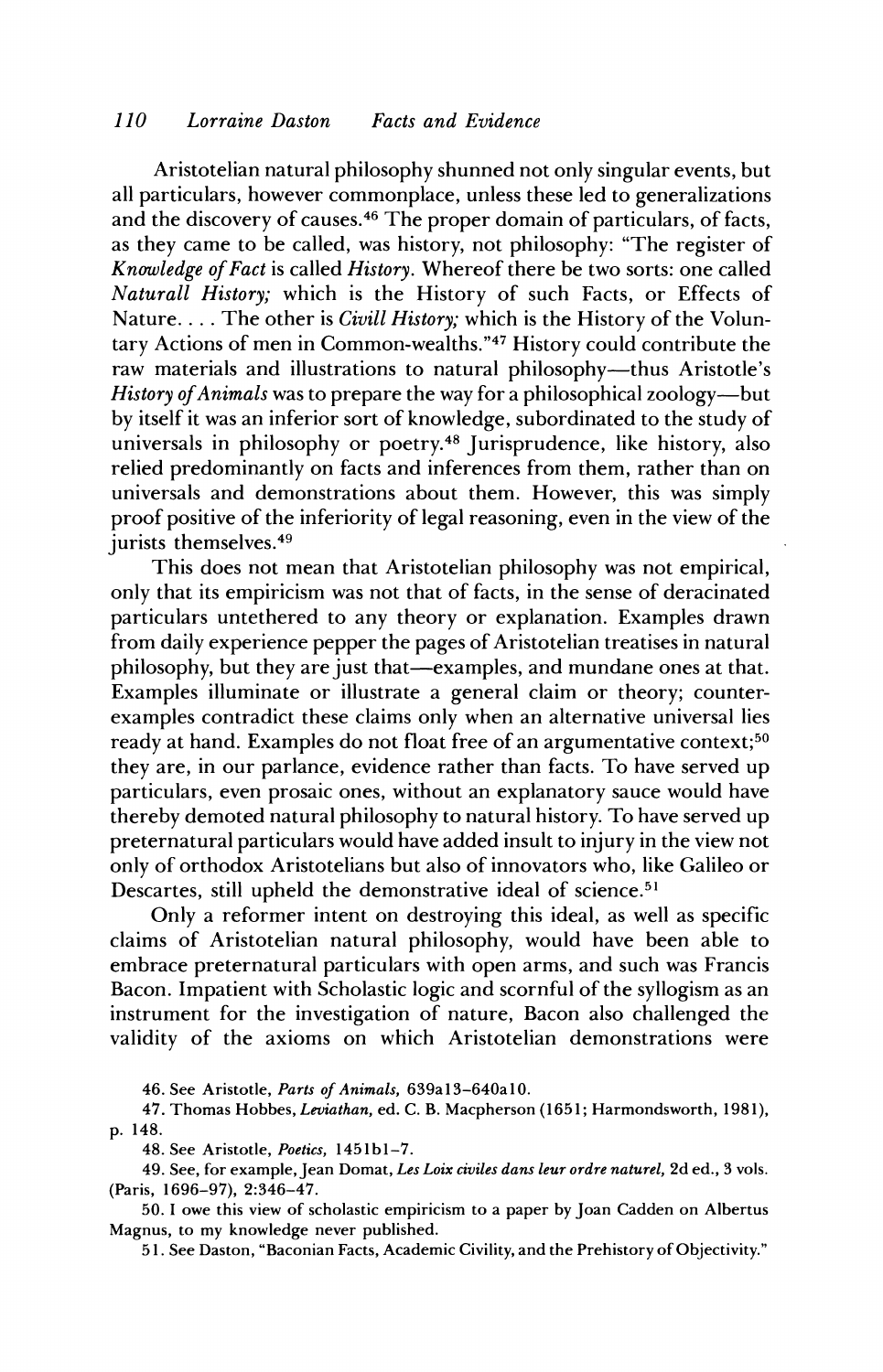Aristotelian natural philosophy shunned not only singular events, but all particulars, however commonplace, unless these led to generalizations and the discovery of causes.[46] The proper domain of particulars, of facts, as they came to be called, was history, not philosophy: "The register of *Knowledge of Fact* is called *History*. Whereof there be two sorts: one called *Naturall History;* which is the History of such Facts, or Effects of Nature. . . . The other is *Civill History;* which is the History of the Voluntary Actions of men in Common-wealths."[47] History could contribute the raw materials and illustrations to natural philosophy—thus Aristotle's *History of Animals* was to prepare the way for a philosophical zoology—but by itself it was an inferior sort of knowledge, subordinated to the study of universals in philosophy or poetry.[48] Jurisprudence, like history, also relied predominantly on facts and inferences from them, rather than on universals and demonstrations about them. However, this was simply proof positive of the inferiority of legal reasoning, even in the view of the jurists themselves.[49]

This does not mean that Aristotelian philosophy was not empirical, only that its empiricism was not that of facts, in the sense of deracinated particulars untethered to any theory or explanation. Examples drawn from daily experience pepper the pages of Aristotelian treatises in natural philosophy, but they are just that—examples, and mundane ones at that. Examples illuminate or illustrate a general claim or theory; counter-examples contradict these claims only when an alternative universal lies ready at hand. Examples do not float free of an argumentative context;[50] they are, in our parlance, evidence rather than facts. To have served up particulars, even prosaic ones, without an explanatory sauce would have thereby demoted natural philosophy to natural history. To have served up preternatural particulars would have added insult to injury in the view not only of orthodox Aristotelians but also of innovators who, like Galileo or Descartes, still upheld the demonstrative ideal of science.[51]

Only a reformer intent on destroying this ideal, as well as specific claims of Aristotelian natural philosophy, would have been able to embrace preternatural particulars with open arms, and such was Francis Bacon. Impatient with Scholastic logic and scornful of the syllogism as an instrument for the investigation of nature, Bacon also challenged the validity of the axioms on which Aristotelian demonstrations were

46. See Aristotle, *Parts of Animals,* 639a13–640a10.

47. Thomas Hobbes, *Leviathan,* ed. C. B. Macpherson (1651; Harmondsworth, 1981), p. 148.

48. See Aristotle, *Poetics,* 1451b1–7.

49. See, for example, Jean Domat, *Les Loix civiles dans leur ordre naturel,* 2d ed., 3 vols. (Paris, 1696–97), 2:346–47.

50. I owe this view of scholastic empiricism to a paper by Joan Cadden on Albertus Magnus, to my knowledge never published.

51. See Daston, "Baconian Facts, Academic Civility, and the Prehistory of Objectivity."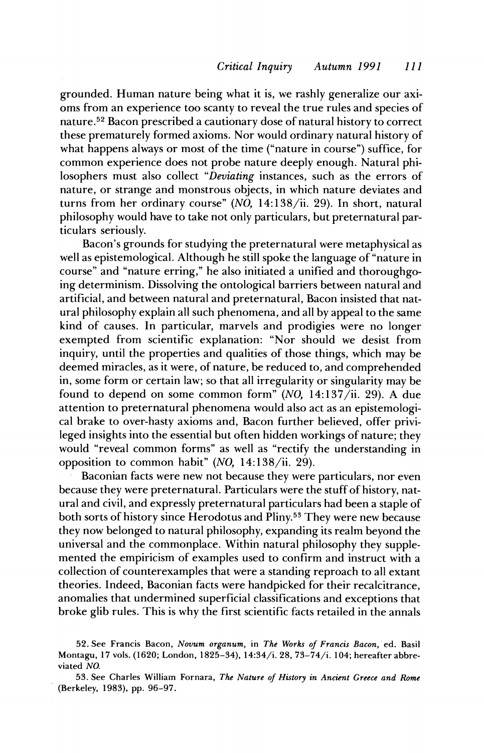grounded. Human nature being what it is, we rashly generalize our axioms from an experience too scanty to reveal the true rules and species of nature.[52] Bacon prescribed a cautionary dose of natural history to correct these prematurely formed axioms. Nor would ordinary natural history of what happens always or most of the time ("nature in course") suffice, for common experience does not probe nature deeply enough. Natural philosophers must also collect "*Deviating* instances, such as the errors of nature, or strange and monstrous objects, in which nature deviates and turns from her ordinary course" (*NO*, 14:138/ii. 29). In short, natural philosophy would have to take not only particulars, but preternatural particulars seriously.

Bacon's grounds for studying the preternatural were metaphysical as well as epistemological. Although he still spoke the language of "nature in course" and "nature erring," he also initiated a unified and thoroughgoing determinism. Dissolving the ontological barriers between natural and artificial, and between natural and preternatural, Bacon insisted that natural philosophy explain all such phenomena, and all by appeal to the same kind of causes. In particular, marvels and prodigies were no longer exempted from scientific explanation: "Nor should we desist from inquiry, until the properties and qualities of those things, which may be deemed miracles, as it were, of nature, be reduced to, and comprehended in, some form or certain law; so that all irregularity or singularity may be found to depend on some common form" (*NO*, 14:137/ii. 29). A due attention to preternatural phenomena would also act as an epistemological brake to over-hasty axioms and, Bacon further believed, offer privileged insights into the essential but often hidden workings of nature; they would "reveal common forms" as well as "rectify the understanding in opposition to common habit" (*NO*, 14:138/ii. 29).

Baconian facts were new not because they were particulars, nor even because they were preternatural. Particulars were the stuff of history, natural and civil, and expressly preternatural particulars had been a staple of both sorts of history since Herodotus and Pliny.[53] They were new because they now belonged to natural philosophy, expanding its realm beyond the universal and the commonplace. Within natural philosophy they supplemented the empiricism of examples used to confirm and instruct with a collection of counterexamples that were a standing reproach to all extant theories. Indeed, Baconian facts were handpicked for their recalcitrance, anomalies that undermined superficial classifications and exceptions that broke glib rules. This is why the first scientific facts retailed in the annals

52. See Francis Bacon, *Novum organum*, in *The Works of Francis Bacon*, ed. Basil Montagu, 17 vols. (1620; London, 1825–34), 14:34/i. 28, 73–74/i. 104; hereafter abbreviated *NO*.

53. See Charles William Fornara, *The Nature of History in Ancient Greece and Rome* (Berkeley, 1983), pp. 96–97.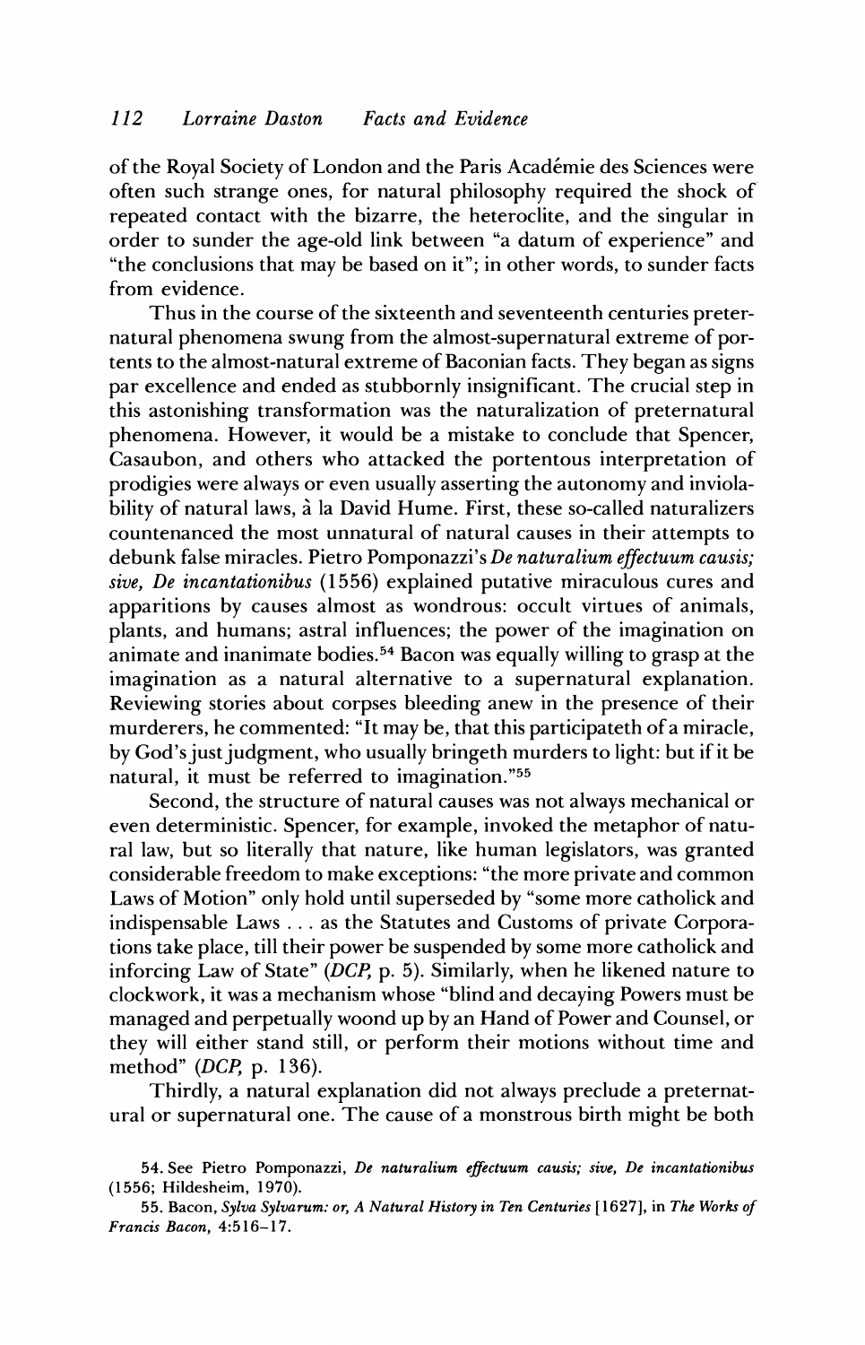of the Royal Society of London and the Paris Académie des Sciences were often such strange ones, for natural philosophy required the shock of repeated contact with the bizarre, the heteroclite, and the singular in order to sunder the age-old link between "a datum of experience" and "the conclusions that may be based on it"; in other words, to sunder facts from evidence.

Thus in the course of the sixteenth and seventeenth centuries preternatural phenomena swung from the almost-supernatural extreme of portents to the almost-natural extreme of Baconian facts. They began as signs par excellence and ended as stubbornly insignificant. The crucial step in this astonishing transformation was the naturalization of preternatural phenomena. However, it would be a mistake to conclude that Spencer, Casaubon, and others who attacked the portentous interpretation of prodigies were always or even usually asserting the autonomy and inviolability of natural laws, à la David Hume. First, these so-called naturalizers countenanced the most unnatural of natural causes in their attempts to debunk false miracles. Pietro Pomponazzi's *De naturalium effectuum causis; sive, De incantationibus* (1556) explained putative miraculous cures and apparitions by causes almost as wondrous: occult virtues of animals, plants, and humans; astral influences; the power of the imagination on animate and inanimate bodies.[54] Bacon was equally willing to grasp at the imagination as a natural alternative to a supernatural explanation. Reviewing stories about corpses bleeding anew in the presence of their murderers, he commented: "It may be, that this participateth of a miracle, by God's just judgment, who usually bringeth murders to light: but if it be natural, it must be referred to imagination."[55]

Second, the structure of natural causes was not always mechanical or even deterministic. Spencer, for example, invoked the metaphor of natural law, but so literally that nature, like human legislators, was granted considerable freedom to make exceptions: "the more private and common Laws of Motion" only hold until superseded by "some more catholick and indispensable Laws . . . as the Statutes and Customs of private Corporations take place, till their power be suspended by some more catholick and inforcing Law of State" (*DCP,* p. 5). Similarly, when he likened nature to clockwork, it was a mechanism whose "blind and decaying Powers must be managed and perpetually woond up by an Hand of Power and Counsel, or they will either stand still, or perform their motions without time and method" (*DCP,* p. 136).

Thirdly, a natural explanation did not always preclude a preternatural or supernatural one. The cause of a monstrous birth might be both

54. See Pietro Pomponazzi, *De naturalium effectuum causis; sive, De incantationibus* (1556; Hildesheim, 1970).

55. Bacon, *Sylva Sylvarum: or, A Natural History in Ten Centuries* [1627], in *The Works of Francis Bacon,* 4:516–17.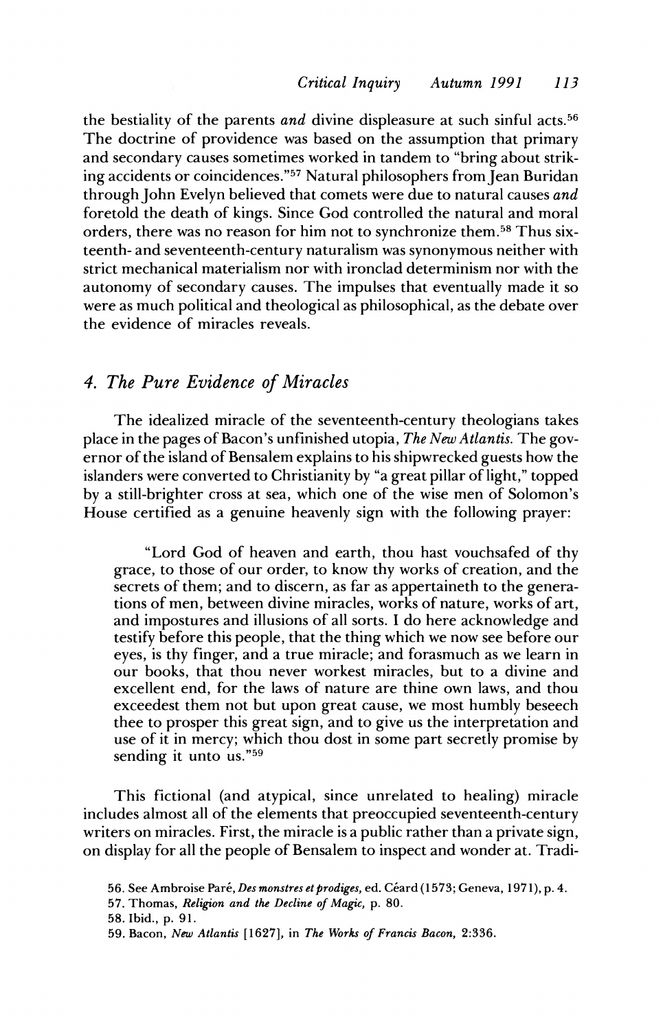the bestiality of the parents *and* divine displeasure at such sinful acts.[56] The doctrine of providence was based on the assumption that primary and secondary causes sometimes worked in tandem to "bring about striking accidents or coincidences."[57] Natural philosophers from Jean Buridan through John Evelyn believed that comets were due to natural causes *and* foretold the death of kings. Since God controlled the natural and moral orders, there was no reason for him not to synchronize them.[58] Thus sixteenth- and seventeenth-century naturalism was synonymous neither with strict mechanical materialism nor with ironclad determinism nor with the autonomy of secondary causes. The impulses that eventually made it so were as much political and theological as philosophical, as the debate over the evidence of miracles reveals.

## 4. The Pure Evidence of Miracles

The idealized miracle of the seventeenth-century theologians takes place in the pages of Bacon's unfinished utopia, *The New Atlantis*. The governor of the island of Bensalem explains to his shipwrecked guests how the islanders were converted to Christianity by "a great pillar of light," topped by a still-brighter cross at sea, which one of the wise men of Solomon's House certified as a genuine heavenly sign with the following prayer:

> "Lord God of heaven and earth, thou hast vouchsafed of thy grace, to those of our order, to know thy works of creation, and the secrets of them; and to discern, as far as appertaineth to the generations of men, between divine miracles, works of nature, works of art, and impostures and illusions of all sorts. I do here acknowledge and testify before this people, that the thing which we now see before our eyes, is thy finger, and a true miracle; and forasmuch as we learn in our books, that thou never workest miracles, but to a divine and excellent end, for the laws of nature are thine own laws, and thou exceedest them not but upon great cause, we most humbly beseech thee to prosper this great sign, and to give us the interpretation and use of it in mercy; which thou dost in some part secretly promise by sending it unto us."[59]

This fictional (and atypical, since unrelated to healing) miracle includes almost all of the elements that preoccupied seventeenth-century writers on miracles. First, the miracle is a public rather than a private sign, on display for all the people of Bensalem to inspect and wonder at. Tradi-

56. See Ambroise Paré, *Des monstres et prodiges*, ed. Céard (1573; Geneva, 1971), p. 4.

57. Thomas, *Religion and the Decline of Magic*, p. 80.

58. Ibid., p. 91.

59. Bacon, *New Atlantis* [1627], in *The Works of Francis Bacon*, 2:336.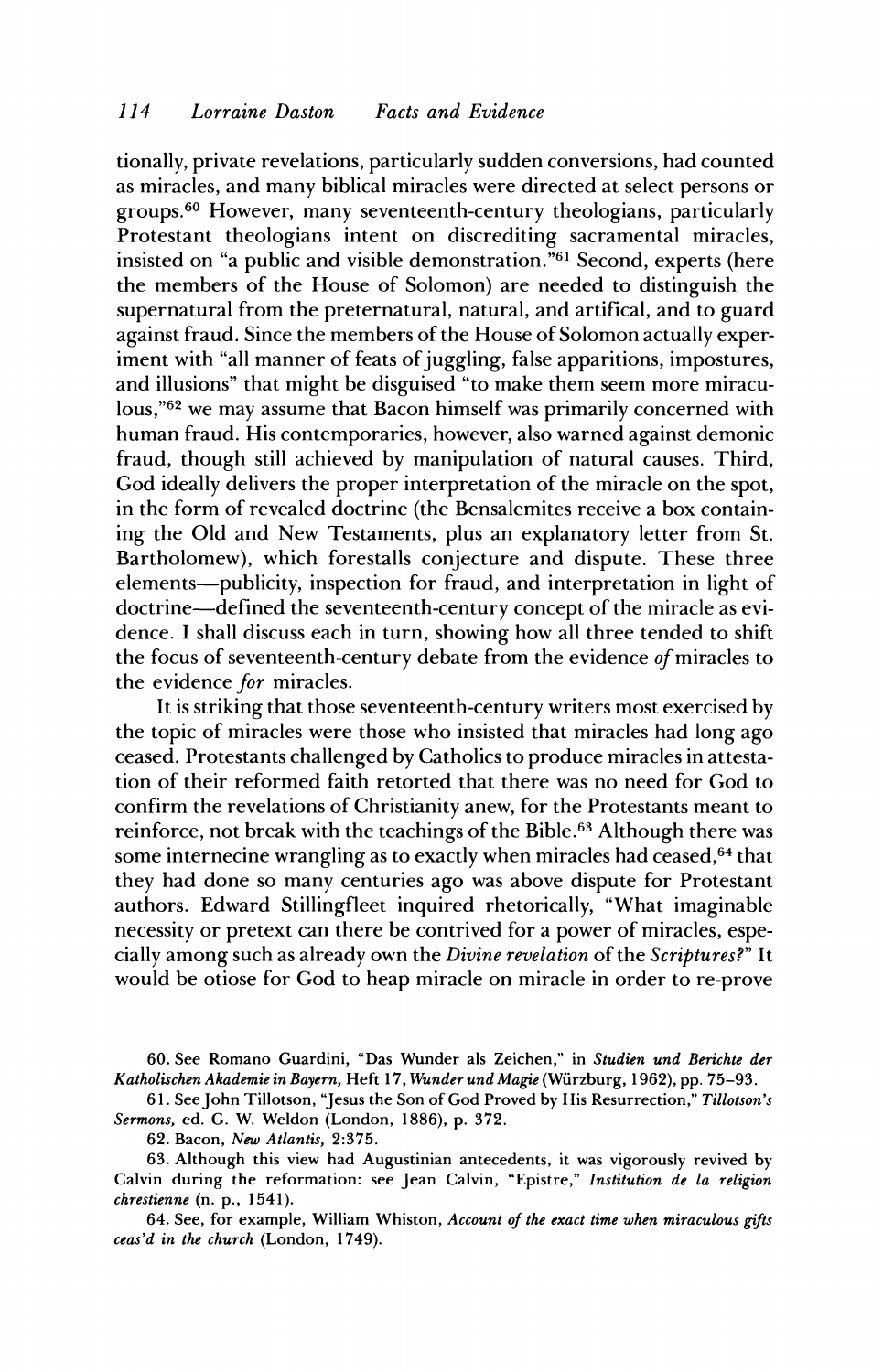tionally, private revelations, particularly sudden conversions, had counted as miracles, and many biblical miracles were directed at select persons or groups.[60] However, many seventeenth-century theologians, particularly Protestant theologians intent on discrediting sacramental miracles, insisted on "a public and visible demonstration."[61] Second, experts (here the members of the House of Solomon) are needed to distinguish the supernatural from the preternatural, natural, and artifical, and to guard against fraud. Since the members of the House of Solomon actually experiment with "all manner of feats of juggling, false apparitions, impostures, and illusions" that might be disguised "to make them seem more miraculous,"[62] we may assume that Bacon himself was primarily concerned with human fraud. His contemporaries, however, also warned against demonic fraud, though still achieved by manipulation of natural causes. Third, God ideally delivers the proper interpretation of the miracle on the spot, in the form of revealed doctrine (the Bensalemites receive a box containing the Old and New Testaments, plus an explanatory letter from St. Bartholomew), which forestalls conjecture and dispute. These three elements—publicity, inspection for fraud, and interpretation in light of doctrine—defined the seventeenth-century concept of the miracle as evidence. I shall discuss each in turn, showing how all three tended to shift the focus of seventeenth-century debate from the evidence *of* miracles to the evidence *for* miracles.

It is striking that those seventeenth-century writers most exercised by the topic of miracles were those who insisted that miracles had long ago ceased. Protestants challenged by Catholics to produce miracles in attestation of their reformed faith retorted that there was no need for God to confirm the revelations of Christianity anew, for the Protestants meant to reinforce, not break with the teachings of the Bible.[63] Although there was some internecine wrangling as to exactly when miracles had ceased,[64] that they had done so many centuries ago was above dispute for Protestant authors. Edward Stillingfleet inquired rhetorically, "What imaginable necessity or pretext can there be contrived for a power of miracles, especially among such as already own the *Divine revelation* of the *Scriptures?*" It would be otiose for God to heap miracle on miracle in order to re-prove

60. See Romano Guardini, "Das Wunder als Zeichen," in *Studien und Berichte der Katholischen Akademie in Bayern,* Heft 17, *Wunder und Magie* (Würzburg, 1962), pp. 75–93.

61. See John Tillotson, "Jesus the Son of God Proved by His Resurrection," *Tillotson's Sermons,* ed. G. W. Weldon (London, 1886), p. 372.

62. Bacon, *New Atlantis,* 2:375.

63. Although this view had Augustinian antecedents, it was vigorously revived by Calvin during the reformation: see Jean Calvin, "Epistre," *Institution de la religion chrestienne* (n. p., 1541).

64. See, for example, William Whiston, *Account of the exact time when miraculous gifts ceas'd in the church* (London, 1749).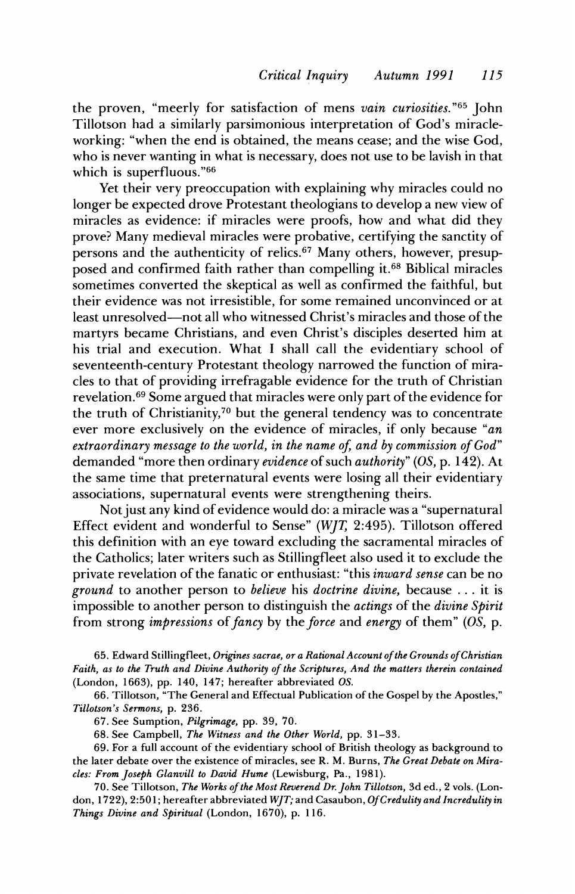the proven, "meerly for satisfaction of mens *vain curiosities*."[65] John Tillotson had a similarly parsimonious interpretation of God's miracle-working: "when the end is obtained, the means cease; and the wise God, who is never wanting in what is necessary, does not use to be lavish in that which is superfluous."[66]

Yet their very preoccupation with explaining why miracles could no longer be expected drove Protestant theologians to develop a new view of miracles as evidence: if miracles were proofs, how and what did they prove? Many medieval miracles were probative, certifying the sanctity of persons and the authenticity of relics.[67] Many others, however, presupposed and confirmed faith rather than compelling it.[68] Biblical miracles sometimes converted the skeptical as well as confirmed the faithful, but their evidence was not irresistible, for some remained unconvinced or at least unresolved—not all who witnessed Christ's miracles and those of the martyrs became Christians, and even Christ's disciples deserted him at his trial and execution. What I shall call the evidentiary school of seventeenth-century Protestant theology narrowed the function of miracles to that of providing irrefragable evidence for the truth of Christian revelation.[69] Some argued that miracles were only part of the evidence for the truth of Christianity,[70] but the general tendency was to concentrate ever more exclusively on the evidence of miracles, if only because "*an extraordinary message to the world, in the name of, and by commission of God*" demanded "more then ordinary *evidence* of such *authority*" (*OS*, p. 142). At the same time that preternatural events were losing all their evidentiary associations, supernatural events were strengthening theirs.

Not just any kind of evidence would do: a miracle was a "supernatural Effect evident and wonderful to Sense" (*WJT*, 2:495). Tillotson offered this definition with an eye toward excluding the sacramental miracles of the Catholics; later writers such as Stillingfleet also used it to exclude the private revelation of the fanatic or enthusiast: "this *inward sense* can be no *ground* to another person to *believe* his *doctrine divine*, because . . . it is impossible to another person to distinguish the *actings* of the *divine Spirit* from strong *impressions* of *fancy* by the *force* and *energy* of them" (*OS*, p.

65. Edward Stillingfleet, *Origines sacrae, or a Rational Account of the Grounds of Christian Faith, as to the Truth and Divine Authority of the Scriptures, And the matters therein contained* (London, 1663), pp. 140, 147; hereafter abbreviated *OS*.

66. Tillotson, "The General and Effectual Publication of the Gospel by the Apostles," *Tillotson's Sermons*, p. 236.

67. See Sumption, *Pilgrimage*, pp. 39, 70.

68. See Campbell, *The Witness and the Other World*, pp. 31–33.

69. For a full account of the evidentiary school of British theology as background to the later debate over the existence of miracles, see R. M. Burns, *The Great Debate on Miracles: From Joseph Glanvill to David Hume* (Lewisburg, Pa., 1981).

70. See Tillotson, *The Works of the Most Reverend Dr. John Tillotson*, 3d ed., 2 vols. (London, 1722), 2:501; hereafter abbreviated *WJT*; and Casaubon, *Of Credulity and Incredulity in Things Divine and Spiritual* (London, 1670), p. 116.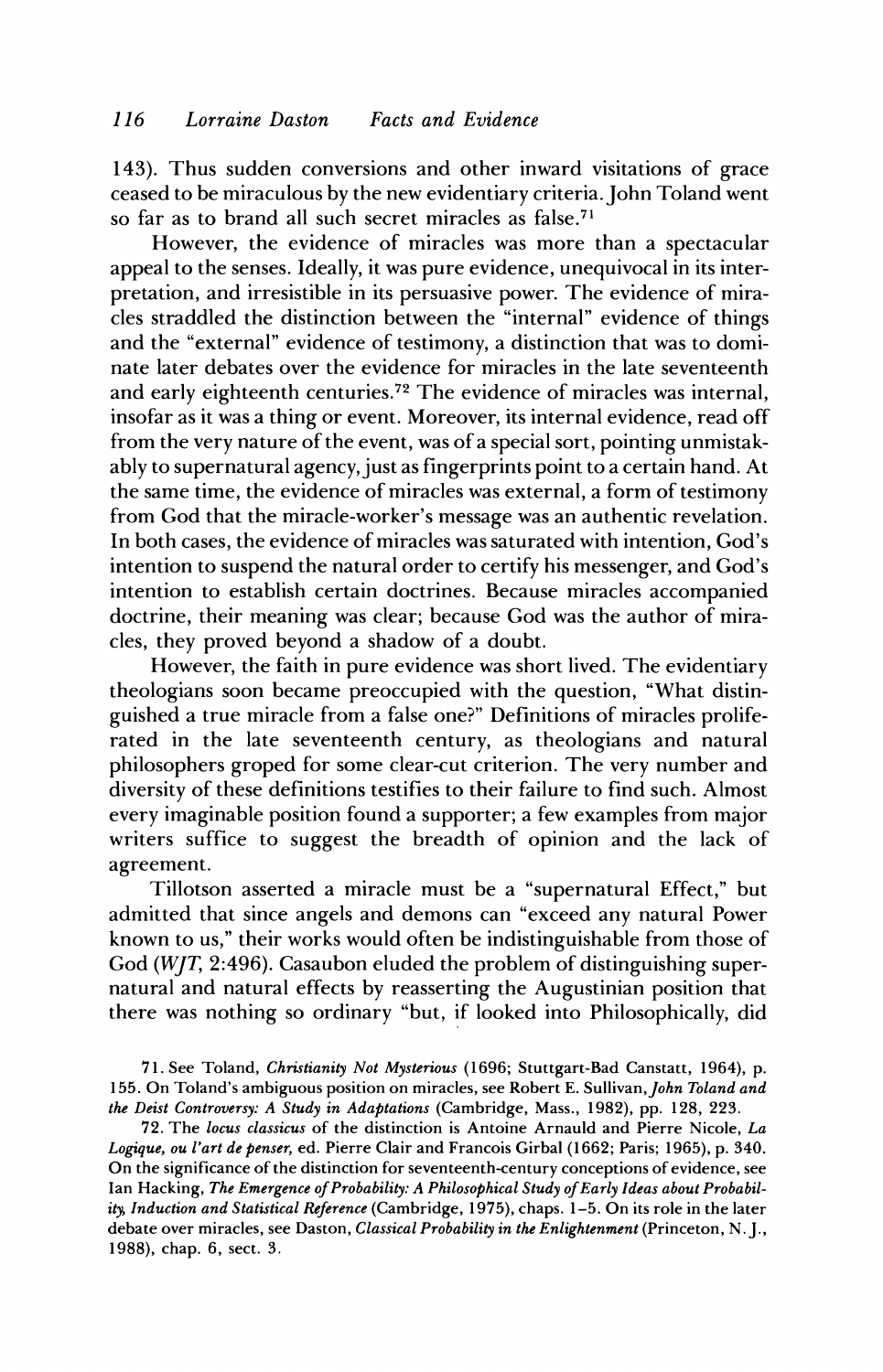143). Thus sudden conversions and other inward visitations of grace ceased to be miraculous by the new evidentiary criteria. John Toland went so far as to brand all such secret miracles as false.[71]

However, the evidence of miracles was more than a spectacular appeal to the senses. Ideally, it was pure evidence, unequivocal in its interpretation, and irresistible in its persuasive power. The evidence of miracles straddled the distinction between the "internal" evidence of things and the "external" evidence of testimony, a distinction that was to dominate later debates over the evidence for miracles in the late seventeenth and early eighteenth centuries.[72] The evidence of miracles was internal, insofar as it was a thing or event. Moreover, its internal evidence, read off from the very nature of the event, was of a special sort, pointing unmistakably to supernatural agency, just as fingerprints point to a certain hand. At the same time, the evidence of miracles was external, a form of testimony from God that the miracle-worker's message was an authentic revelation. In both cases, the evidence of miracles was saturated with intention, God's intention to suspend the natural order to certify his messenger, and God's intention to establish certain doctrines. Because miracles accompanied doctrine, their meaning was clear; because God was the author of miracles, they proved beyond a shadow of a doubt.

However, the faith in pure evidence was short lived. The evidentiary theologians soon became preoccupied with the question, "What distinguished a true miracle from a false one?" Definitions of miracles proliferated in the late seventeenth century, as theologians and natural philosophers groped for some clear-cut criterion. The very number and diversity of these definitions testifies to their failure to find such. Almost every imaginable position found a supporter; a few examples from major writers suffice to suggest the breadth of opinion and the lack of agreement.

Tillotson asserted a miracle must be a "supernatural Effect," but admitted that since angels and demons can "exceed any natural Power known to us," their works would often be indistinguishable from those of God (*WJT*, 2:496). Casaubon eluded the problem of distinguishing supernatural and natural effects by reasserting the Augustinian position that there was nothing so ordinary "but, if looked into Philosophically, did

71. See Toland, *Christianity Not Mysterious* (1696; Stuttgart-Bad Canstatt, 1964), p. 155. On Toland's ambiguous position on miracles, see Robert E. Sullivan, *John Toland and the Deist Controversy: A Study in Adaptations* (Cambridge, Mass., 1982), pp. 128, 223.

72. The *locus classicus* of the distinction is Antoine Arnauld and Pierre Nicole, *La Logique, ou l'art de penser*, ed. Pierre Clair and Francois Girbal (1662; Paris; 1965), p. 340. On the significance of the distinction for seventeenth-century conceptions of evidence, see Ian Hacking, *The Emergence of Probability: A Philosophical Study of Early Ideas about Probability, Induction and Statistical Reference* (Cambridge, 1975), chaps. 1–5. On its role in the later debate over miracles, see Daston, *Classical Probability in the Enlightenment* (Princeton, N. J., 1988), chap. 6, sect. 3.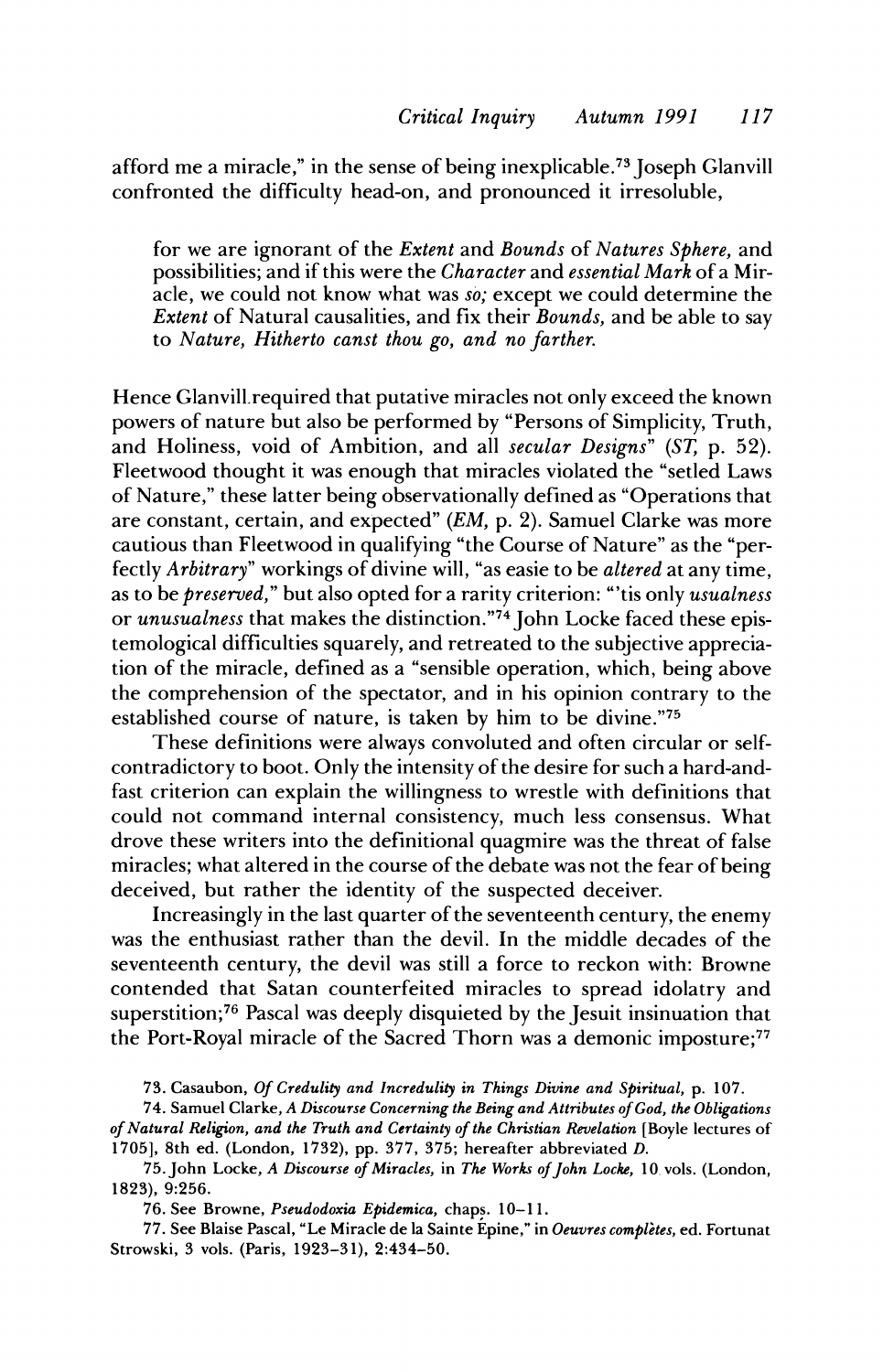afford me a miracle," in the sense of being inexplicable.[73] Joseph Glanvill confronted the difficulty head-on, and pronounced it irresoluble,

> for we are ignorant of the *Extent* and *Bounds* of *Natures Sphere*, and possibilities; and if this were the *Character* and *essential Mark* of a Miracle, we could not know what was *so;* except we could determine the *Extent* of Natural causalities, and fix their *Bounds,* and be able to say to *Nature, Hitherto canst thou go, and no farther.*

Hence Glanvill required that putative miracles not only exceed the known powers of nature but also be performed by "Persons of Simplicity, Truth, and Holiness, void of Ambition, and all *secular Designs*" (*ST,* p. 52). Fleetwood thought it was enough that miracles violated the "setled Laws of Nature," these latter being observationally defined as "Operations that are constant, certain, and expected" (*EM,* p. 2). Samuel Clarke was more cautious than Fleetwood in qualifying "the Course of Nature" as the "perfectly *Arbitrary*" workings of divine will, "as easie to be *altered* at any time, as to be *preserved,*" but also opted for a rarity criterion: "'tis only *usualness* or *unusualness* that makes the distinction."[74] John Locke faced these epistemological difficulties squarely, and retreated to the subjective appreciation of the miracle, defined as a "sensible operation, which, being above the comprehension of the spectator, and in his opinion contrary to the established course of nature, is taken by him to be divine."[75]

These definitions were always convoluted and often circular or self-contradictory to boot. Only the intensity of the desire for such a hard-and-fast criterion can explain the willingness to wrestle with definitions that could not command internal consistency, much less consensus. What drove these writers into the definitional quagmire was the threat of false miracles; what altered in the course of the debate was not the fear of being deceived, but rather the identity of the suspected deceiver.

Increasingly in the last quarter of the seventeenth century, the enemy was the enthusiast rather than the devil. In the middle decades of the seventeenth century, the devil was still a force to reckon with: Browne contended that Satan counterfeited miracles to spread idolatry and superstition;[76] Pascal was deeply disquieted by the Jesuit insinuation that the Port-Royal miracle of the Sacred Thorn was a demonic imposture;[77]

73. Casaubon, *Of Credulity and Incredulity in Things Divine and Spiritual,* p. 107.

74. Samuel Clarke, *A Discourse Concerning the Being and Attributes of God, the Obligations of Natural Religion, and the Truth and Certainty of the Christian Revelation* [Boyle lectures of 1705], 8th ed. (London, 1732), pp. 377, 375; hereafter abbreviated *D.*

75. John Locke, *A Discourse of Miracles,* in *The Works of John Locke,* 10 vols. (London, 1823), 9:256.

76. See Browne, *Pseudodoxia Epidemica,* chaps. 10–11.

77. See Blaise Pascal, "Le Miracle de la Sainte Épine," in *Oeuvres complètes,* ed. Fortunat Strowski, 3 vols. (Paris, 1923–31), 2:434–50.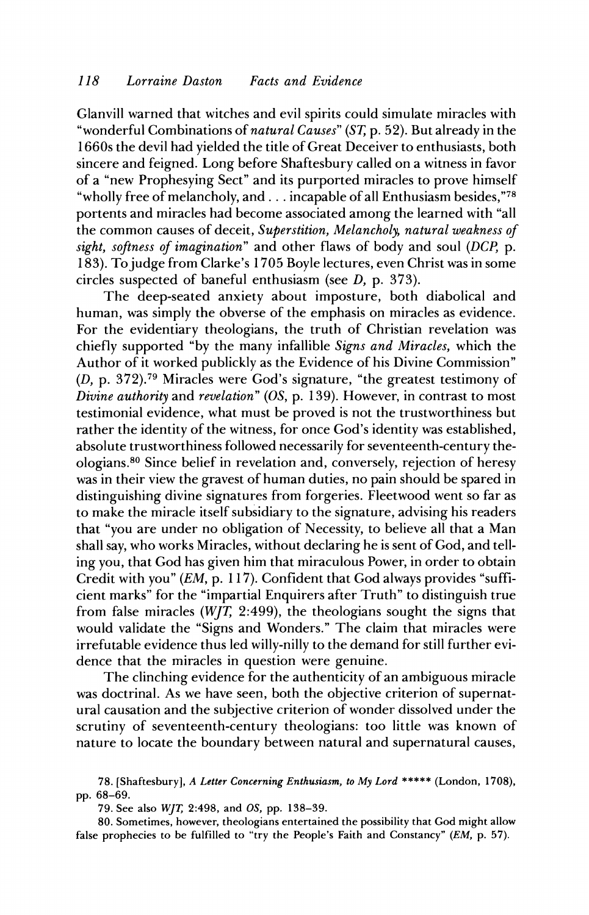Glanvill warned that witches and evil spirits could simulate miracles with "wonderful Combinations of *natural Causes*" (*ST*, p. 52). But already in the 1660s the devil had yielded the title of Great Deceiver to enthusiasts, both sincere and feigned. Long before Shaftesbury called on a witness in favor of a "new Prophesying Sect" and its purported miracles to prove himself "wholly free of melancholy, and . . . incapable of all Enthusiasm besides,"[78] portents and miracles had become associated among the learned with "all the common causes of deceit, *Superstition, Melancholy, natural weakness of sight, softness of imagination*" and other flaws of body and soul (*DCP*, p. 183). To judge from Clarke's 1705 Boyle lectures, even Christ was in some circles suspected of baneful enthusiasm (see *D*, p. 373).

The deep-seated anxiety about imposture, both diabolical and human, was simply the obverse of the emphasis on miracles as evidence. For the evidentiary theologians, the truth of Christian revelation was chiefly supported "by the many infallible *Signs and Miracles*, which the Author of it worked publickly as the Evidence of his Divine Commission" (*D*, p. 372).[79] Miracles were God's signature, "the greatest testimony of *Divine authority* and *revelation*" (*OS*, p. 139). However, in contrast to most testimonial evidence, what must be proved is not the trustworthiness but rather the identity of the witness, for once God's identity was established, absolute trustworthiness followed necessarily for seventeenth-century theologians.[80] Since belief in revelation and, conversely, rejection of heresy was in their view the gravest of human duties, no pain should be spared in distinguishing divine signatures from forgeries. Fleetwood went so far as to make the miracle itself subsidiary to the signature, advising his readers that "you are under no obligation of Necessity, to believe all that a Man shall say, who works Miracles, without declaring he is sent of God, and telling you, that God has given him that miraculous Power, in order to obtain Credit with you" (*EM*, p. 117). Confident that God always provides "sufficient marks" for the "impartial Enquirers after Truth" to distinguish true from false miracles (*WJT*, 2:499), the theologians sought the signs that would validate the "Signs and Wonders." The claim that miracles were irrefutable evidence thus led willy-nilly to the demand for still further evidence that the miracles in question were genuine.

The clinching evidence for the authenticity of an ambiguous miracle was doctrinal. As we have seen, both the objective criterion of supernatural causation and the subjective criterion of wonder dissolved under the scrutiny of seventeenth-century theologians: too little was known of nature to locate the boundary between natural and supernatural causes,

---

78. [Shaftesbury], *A Letter Concerning Enthusiasm, to My Lord* ***** (London, 1708), pp. 68–69.

79. See also *WJT*, 2:498, and *OS*, pp. 138–39.

80. Sometimes, however, theologians entertained the possibility that God might allow false prophecies to be fulfilled to "try the People's Faith and Constancy" (*EM*, p. 57).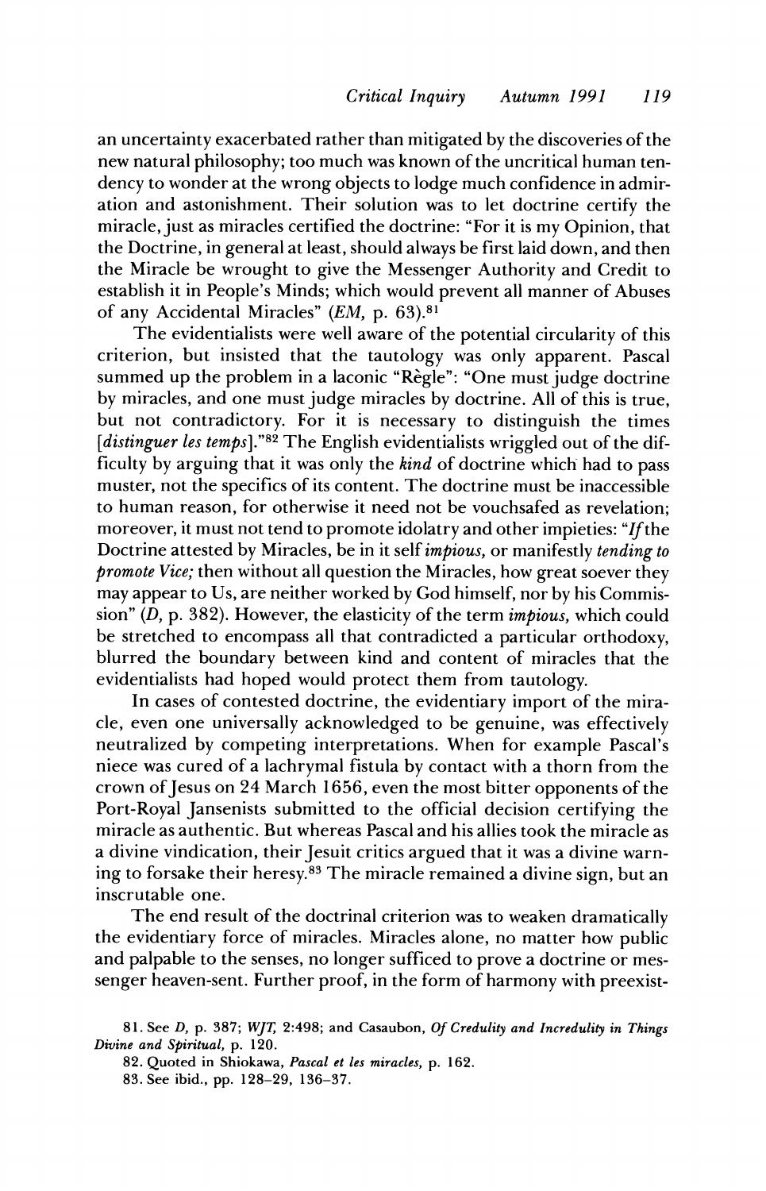an uncertainty exacerbated rather than mitigated by the discoveries of the new natural philosophy; too much was known of the uncritical human tendency to wonder at the wrong objects to lodge much confidence in admiration and astonishment. Their solution was to let doctrine certify the miracle, just as miracles certified the doctrine: "For it is my Opinion, that the Doctrine, in general at least, should always be first laid down, and then the Miracle be wrought to give the Messenger Authority and Credit to establish it in People's Minds; which would prevent all manner of Abuses of any Accidental Miracles" (*EM*, p. 63).[81]

The evidentialists were well aware of the potential circularity of this criterion, but insisted that the tautology was only apparent. Pascal summed up the problem in a laconic "Règle": "One must judge doctrine by miracles, and one must judge miracles by doctrine. All of this is true, but not contradictory. For it is necessary to distinguish the times [*distinguer les temps*]."[82] The English evidentialists wriggled out of the difficulty by arguing that it was only the *kind* of doctrine which had to pass muster, not the specifics of its content. The doctrine must be inaccessible to human reason, for otherwise it need not be vouchsafed as revelation; moreover, it must not tend to promote idolatry and other impieties: "*If* the Doctrine attested by Miracles, be in it self *impious,* or manifestly *tending to promote Vice;* then without all question the Miracles, how great soever they may appear to Us, are neither worked by God himself, nor by his Commission" (*D*, p. 382). However, the elasticity of the term *impious,* which could be stretched to encompass all that contradicted a particular orthodoxy, blurred the boundary between kind and content of miracles that the evidentialists had hoped would protect them from tautology.

In cases of contested doctrine, the evidentiary import of the miracle, even one universally acknowledged to be genuine, was effectively neutralized by competing interpretations. When for example Pascal's niece was cured of a lachrymal fistula by contact with a thorn from the crown of Jesus on 24 March 1656, even the most bitter opponents of the Port-Royal Jansenists submitted to the official decision certifying the miracle as authentic. But whereas Pascal and his allies took the miracle as a divine vindication, their Jesuit critics argued that it was a divine warning to forsake their heresy.[83] The miracle remained a divine sign, but an inscrutable one.

The end result of the doctrinal criterion was to weaken dramatically the evidentiary force of miracles. Miracles alone, no matter how public and palpable to the senses, no longer sufficed to prove a doctrine or messenger heaven-sent. Further proof, in the form of harmony with preexist-

81. See *D*, p. 387; *WJT*, 2:498; and Casaubon, *Of Credulity and Incredulity in Things Divine and Spiritual*, p. 120.

82. Quoted in Shiokawa, *Pascal et les miracles*, p. 162.

83. See ibid., pp. 128–29, 136–37.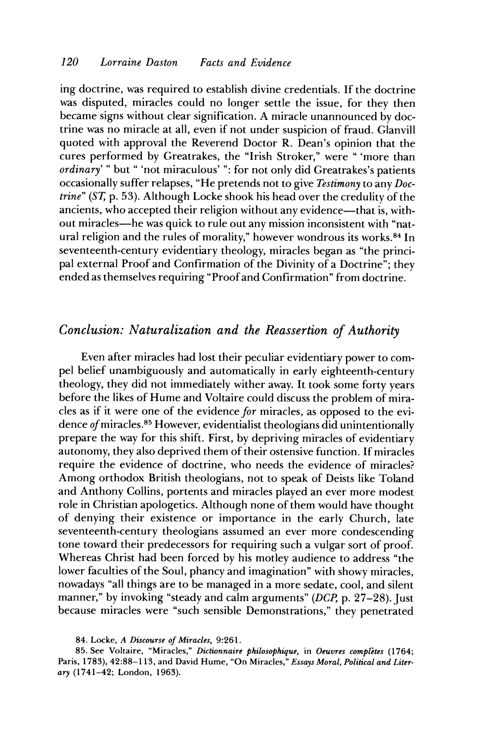ing doctrine, was required to establish divine credentials. If the doctrine was disputed, miracles could no longer settle the issue, for they then became signs without clear signification. A miracle unannounced by doctrine was no miracle at all, even if not under suspicion of fraud. Glanvill quoted with approval the Reverend Doctor R. Dean's opinion that the cures performed by Greatrakes, the "Irish Stroker," were " 'more than *ordinary*' " but " 'not miraculous' ": for not only did Greatrakes's patients occasionally suffer relapses, "He pretends not to give *Testimony* to any *Doctrine*" (*ST*, p. 53). Although Locke shook his head over the credulity of the ancients, who accepted their religion without any evidence—that is, without miracles—he was quick to rule out any mission inconsistent with "natural religion and the rules of morality," however wondrous its works.[84] In seventeenth-century evidentiary theology, miracles began as "the principal external Proof and Confirmation of the Divinity of a Doctrine"; they ended as themselves requiring "Proof and Confirmation" from doctrine.

## *Conclusion: Naturalization and the Reassertion of Authority*

Even after miracles had lost their peculiar evidentiary power to compel belief unambiguously and automatically in early eighteenth-century theology, they did not immediately wither away. It took some forty years before the likes of Hume and Voltaire could discuss the problem of miracles as if it were one of the evidence *for* miracles, as opposed to the evidence *of* miracles.[85] However, evidentialist theologians did unintentionally prepare the way for this shift. First, by depriving miracles of evidentiary autonomy, they also deprived them of their ostensive function. If miracles require the evidence of doctrine, who needs the evidence of miracles? Among orthodox British theologians, not to speak of Deists like Toland and Anthony Collins, portents and miracles played an ever more modest role in Christian apologetics. Although none of them would have thought of denying their existence or importance in the early Church, late seventeenth-century theologians assumed an ever more condescending tone toward their predecessors for requiring such a vulgar sort of proof. Whereas Christ had been forced by his motley audience to address "the lower faculties of the Soul, phancy and imagination" with showy miracles, nowadays "all things are to be managed in a more sedate, cool, and silent manner," by invoking "steady and calm arguments" (*DCP*, p. 27–28). Just because miracles were "such sensible Demonstrations," they penetrated

84. Locke, *A Discourse of Miracles*, 9:261.

85. See Voltaire, "Miracles," *Dictionnaire philosophique*, in *Oeuvres complètes* (1764; Paris, 1783), 42:88–113, and David Hume, "On Miracles," *Essays Moral, Political and Literary* (1741–42; London, 1963).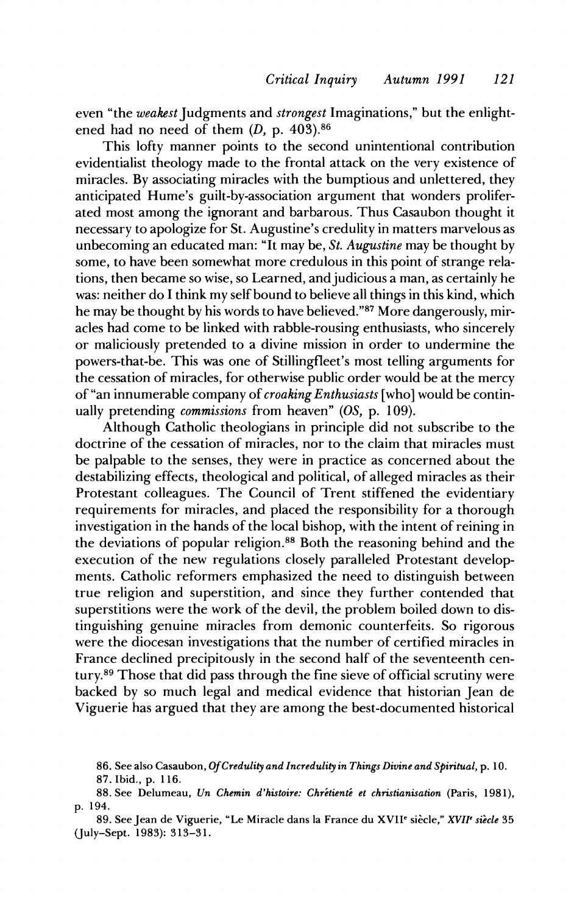even "the *weakest* Judgments and *strongest* Imaginations," but the enlightened had no need of them (*D*, p. 403).[86]

This lofty manner points to the second unintentional contribution evidentialist theology made to the frontal attack on the very existence of miracles. By associating miracles with the bumptious and unlettered, they anticipated Hume's guilt-by-association argument that wonders proliferated most among the ignorant and barbarous. Thus Casaubon thought it necessary to apologize for St. Augustine's credulity in matters marvelous as unbecoming an educated man: "It may be, *St. Augustine* may be thought by some, to have been somewhat more credulous in this point of strange relations, then became so wise, so Learned, and judicious a man, as certainly he was: neither do I think my self bound to believe all things in this kind, which he may be thought by his words to have believed."[87] More dangerously, miracles had come to be linked with rabble-rousing enthusiasts, who sincerely or maliciously pretended to a divine mission in order to undermine the powers-that-be. This was one of Stillingfleet's most telling arguments for the cessation of miracles, for otherwise public order would be at the mercy of "an innumerable company of *croaking Enthusiasts* [who] would be continually pretending *commissions* from heaven" (*OS*, p. 109).

Although Catholic theologians in principle did not subscribe to the doctrine of the cessation of miracles, nor to the claim that miracles must be palpable to the senses, they were in practice as concerned about the destabilizing effects, theological and political, of alleged miracles as their Protestant colleagues. The Council of Trent stiffened the evidentiary requirements for miracles, and placed the responsibility for a thorough investigation in the hands of the local bishop, with the intent of reining in the deviations of popular religion.[88] Both the reasoning behind and the execution of the new regulations closely paralleled Protestant developments. Catholic reformers emphasized the need to distinguish between true religion and superstition, and since they further contended that superstitions were the work of the devil, the problem boiled down to distinguishing genuine miracles from demonic counterfeits. So rigorous were the diocesan investigations that the number of certified miracles in France declined precipitously in the second half of the seventeenth century.[89] Those that did pass through the fine sieve of official scrutiny were backed by so much legal and medical evidence that historian Jean de Viguerie has argued that they are among the best-documented historical

86. See also Casaubon, *Of Credulity and Incredulity in Things Divine and Spiritual*, p. 10.

87. Ibid., p. 116.

88. See Delumeau, *Un Chemin d'histoire: Chrétienté et christianisation* (Paris, 1981), p. 194.

89. See Jean de Viguerie, "Le Miracle dans la France du XVII[e] siècle," *XVII[e] siècle* 35 (July–Sept. 1983): 313–31.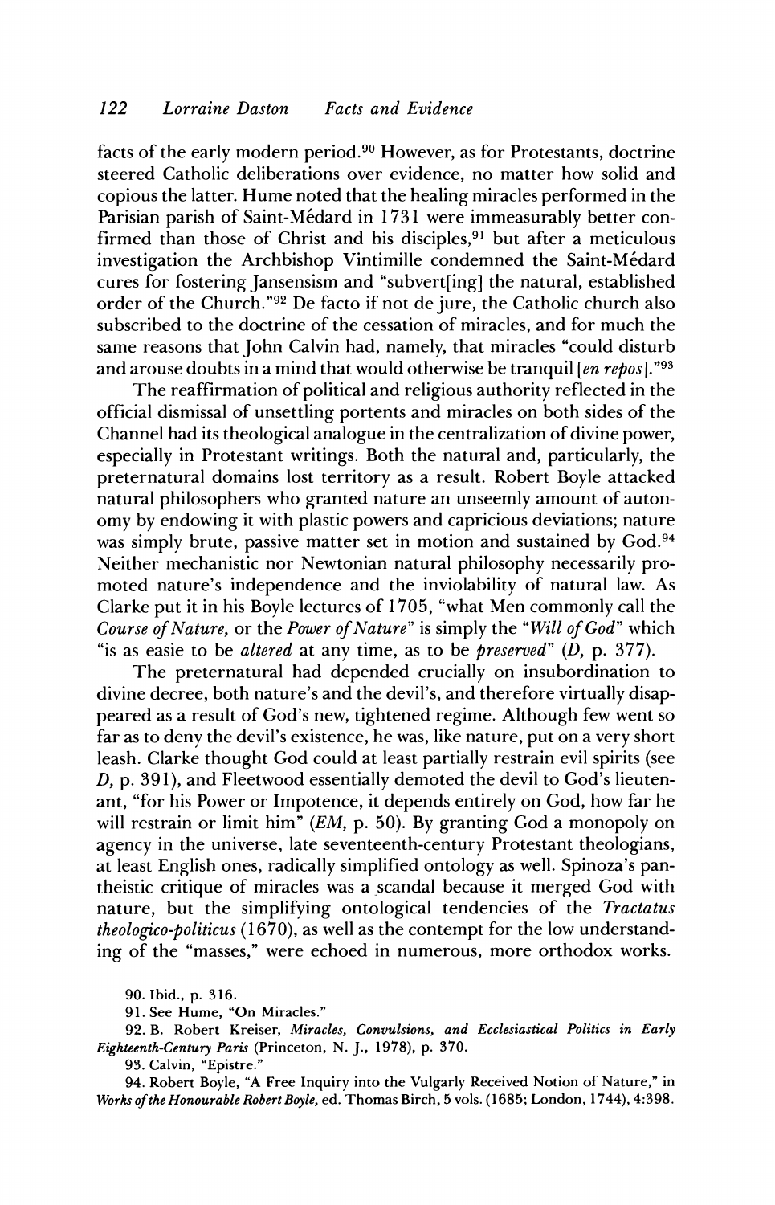facts of the early modern period.[90] However, as for Protestants, doctrine steered Catholic deliberations over evidence, no matter how solid and copious the latter. Hume noted that the healing miracles performed in the Parisian parish of Saint-Médard in 1731 were immeasurably better confirmed than those of Christ and his disciples,[91] but after a meticulous investigation the Archbishop Vintimille condemned the Saint-Médard cures for fostering Jansensism and "subvert[ing] the natural, established order of the Church."[92] De facto if not de jure, the Catholic church also subscribed to the doctrine of the cessation of miracles, and for much the same reasons that John Calvin had, namely, that miracles "could disturb and arouse doubts in a mind that would otherwise be tranquil [*en repos*]."[93]

The reaffirmation of political and religious authority reflected in the official dismissal of unsettling portents and miracles on both sides of the Channel had its theological analogue in the centralization of divine power, especially in Protestant writings. Both the natural and, particularly, the preternatural domains lost territory as a result. Robert Boyle attacked natural philosophers who granted nature an unseemly amount of autonomy by endowing it with plastic powers and capricious deviations; nature was simply brute, passive matter set in motion and sustained by God.[94] Neither mechanistic nor Newtonian natural philosophy necessarily promoted nature's independence and the inviolability of natural law. As Clarke put it in his Boyle lectures of 1705, "what Men commonly call the *Course of Nature,* or the *Power of Nature*" is simply the "*Will of God*" which "is as easie to be *altered* at any time, as to be *preserved*" (*D,* p. 377).

The preternatural had depended crucially on insubordination to divine decree, both nature's and the devil's, and therefore virtually disappeared as a result of God's new, tightened regime. Although few went so far as to deny the devil's existence, he was, like nature, put on a very short leash. Clarke thought God could at least partially restrain evil spirits (see *D,* p. 391), and Fleetwood essentially demoted the devil to God's lieutenant, "for his Power or Impotence, it depends entirely on God, how far he will restrain or limit him" (*EM,* p. 50). By granting God a monopoly on agency in the universe, late seventeenth-century Protestant theologians, at least English ones, radically simplified ontology as well. Spinoza's pantheistic critique of miracles was a scandal because it merged God with nature, but the simplifying ontological tendencies of the *Tractatus theologico-politicus* (1670), as well as the contempt for the low understanding of the "masses," were echoed in numerous, more orthodox works.

90. Ibid., p. 316.

91. See Hume, "On Miracles."

92. B. Robert Kreiser, *Miracles, Convulsions, and Ecclesiastical Politics in Early Eighteenth-Century Paris* (Princeton, N. J., 1978), p. 370.

93. Calvin, "Epistre."

94. Robert Boyle, "A Free Inquiry into the Vulgarly Received Notion of Nature," in *Works of the Honourable Robert Boyle,* ed. Thomas Birch, 5 vols. (1685; London, 1744), 4:398.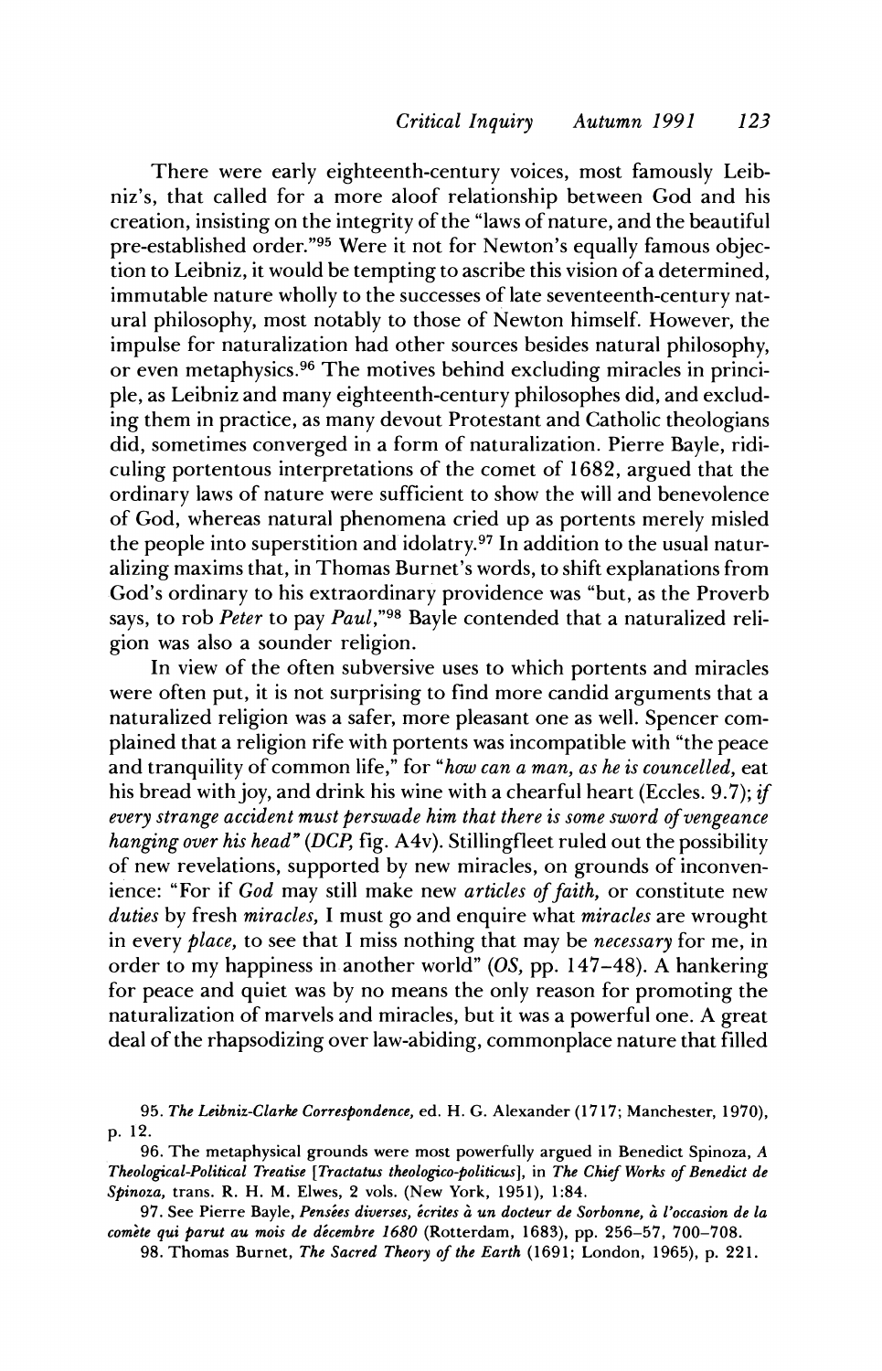There were early eighteenth-century voices, most famously Leibniz's, that called for a more aloof relationship between God and his creation, insisting on the integrity of the "laws of nature, and the beautiful pre-established order."[95] Were it not for Newton's equally famous objection to Leibniz, it would be tempting to ascribe this vision of a determined, immutable nature wholly to the successes of late seventeenth-century natural philosophy, most notably to those of Newton himself. However, the impulse for naturalization had other sources besides natural philosophy, or even metaphysics.[96] The motives behind excluding miracles in principle, as Leibniz and many eighteenth-century philosophes did, and excluding them in practice, as many devout Protestant and Catholic theologians did, sometimes converged in a form of naturalization. Pierre Bayle, ridiculing portentous interpretations of the comet of 1682, argued that the ordinary laws of nature were sufficient to show the will and benevolence of God, whereas natural phenomena cried up as portents merely misled the people into superstition and idolatry.[97] In addition to the usual naturalizing maxims that, in Thomas Burnet's words, to shift explanations from God's ordinary to his extraordinary providence was "but, as the Proverb says, to rob *Peter* to pay *Paul*,"[98] Bayle contended that a naturalized religion was also a sounder religion.

In view of the often subversive uses to which portents and miracles were often put, it is not surprising to find more candid arguments that a naturalized religion was a safer, more pleasant one as well. Spencer complained that a religion rife with portents was incompatible with "the peace and tranquility of common life," for "*how can a man, as he is councelled,* eat his bread with joy, and drink his wine with a chearfull heart (Eccles. 9.7); *if every strange accident must perswade him that there is some sword of vengeance hanging over his head*" (*DCP*, fig. A4v). Stillingfleet ruled out the possibility of new revelations, supported by new miracles, on grounds of inconvenience: "For if *God* may still make new *articles of faith,* or constitute new *duties* by fresh *miracles,* I must go and enquire what *miracles* are wrought in every *place,* to see that I miss nothing that may be *necessary* for me, in order to my happiness in another world" (*OS*, pp. 147–48). A hankering for peace and quiet was by no means the only reason for promoting the naturalization of marvels and miracles, but it was a powerful one. A great deal of the rhapsodizing over law-abiding, commonplace nature that filled

95. *The Leibniz-Clarke Correspondence,* ed. H. G. Alexander (1717; Manchester, 1970), p. 12.

96. The metaphysical grounds were most powerfully argued in Benedict Spinoza, *A Theological-Political Treatise* [*Tractatus theologico-politicus*], in *The Chief Works of Benedict de Spinoza,* trans. R. H. M. Elwes, 2 vols. (New York, 1951), 1:84.

97. See Pierre Bayle, *Pensées diverses, écrites à un docteur de Sorbonne, à l'occasion de la comète qui parut au mois de décembre 1680* (Rotterdam, 1683), pp. 256–57, 700–708.

98. Thomas Burnet, *The Sacred Theory of the Earth* (1691; London, 1965), p. 221.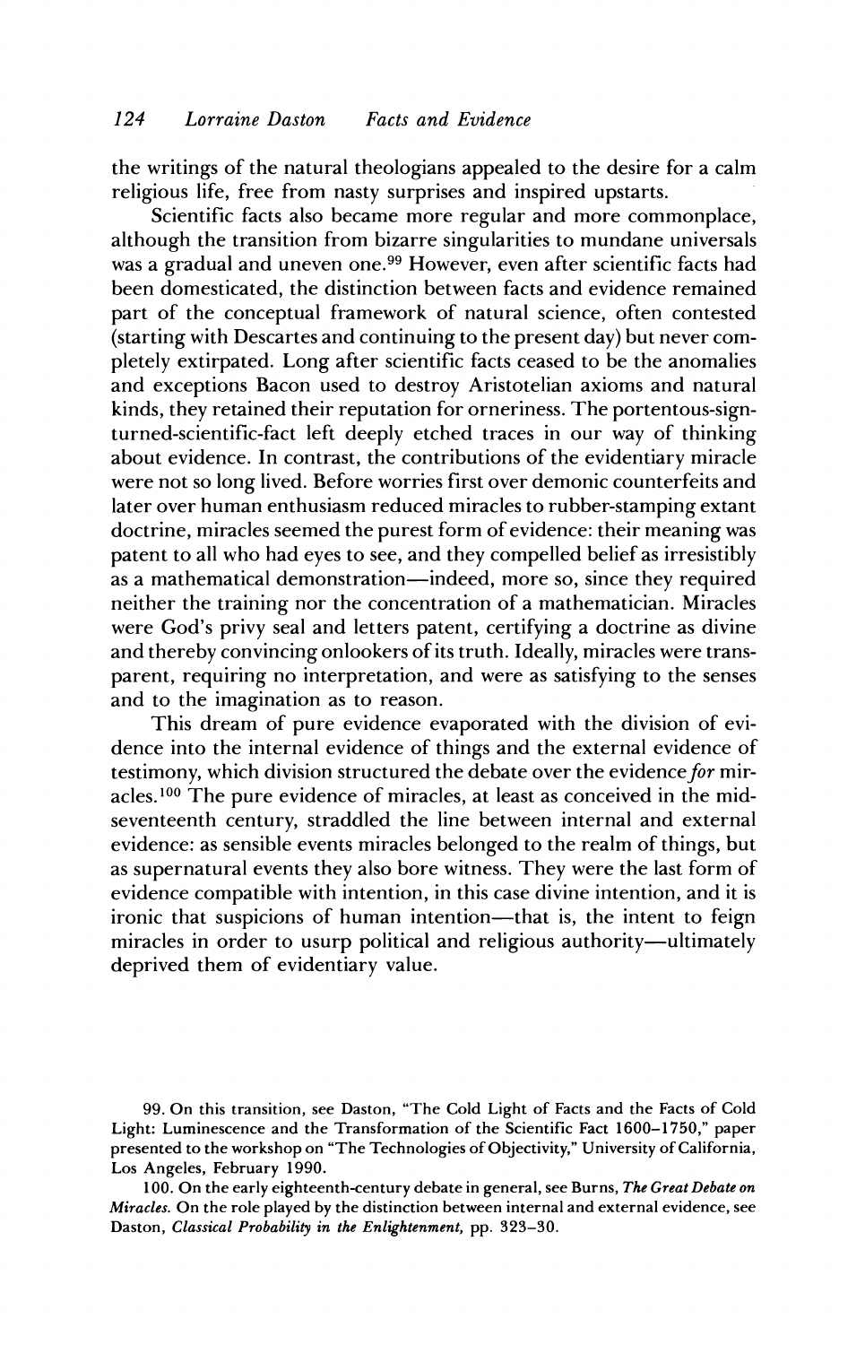the writings of the natural theologians appealed to the desire for a calm religious life, free from nasty surprises and inspired upstarts.

Scientific facts also became more regular and more commonplace, although the transition from bizarre singularities to mundane universals was a gradual and uneven one.[99] However, even after scientific facts had been domesticated, the distinction between facts and evidence remained part of the conceptual framework of natural science, often contested (starting with Descartes and continuing to the present day) but never completely extirpated. Long after scientific facts ceased to be the anomalies and exceptions Bacon used to destroy Aristotelian axioms and natural kinds, they retained their reputation for orneriness. The portentous-sign-turned-scientific-fact left deeply etched traces in our way of thinking about evidence. In contrast, the contributions of the evidentiary miracle were not so long lived. Before worries first over demonic counterfeits and later over human enthusiasm reduced miracles to rubber-stamping extant doctrine, miracles seemed the purest form of evidence: their meaning was patent to all who had eyes to see, and they compelled belief as irresistibly as a mathematical demonstration—indeed, more so, since they required neither the training nor the concentration of a mathematician. Miracles were God's privy seal and letters patent, certifying a doctrine as divine and thereby convincing onlookers of its truth. Ideally, miracles were transparent, requiring no interpretation, and were as satisfying to the senses and to the imagination as to reason.

This dream of pure evidence evaporated with the division of evidence into the internal evidence of things and the external evidence of testimony, which division structured the debate over the evidence *for* miracles.[100] The pure evidence of miracles, at least as conceived in the mid-seventeenth century, straddled the line between internal and external evidence: as sensible events miracles belonged to the realm of things, but as supernatural events they also bore witness. They were the last form of evidence compatible with intention, in this case divine intention, and it is ironic that suspicions of human intention—that is, the intent to feign miracles in order to usurp political and religious authority—ultimately deprived them of evidentiary value.

99. On this transition, see Daston, "The Cold Light of Facts and the Facts of Cold Light: Luminescence and the Transformation of the Scientific Fact 1600–1750," paper presented to the workshop on "The Technologies of Objectivity," University of California, Los Angeles, February 1990.

100. On the early eighteenth-century debate in general, see Burns, *The Great Debate on Miracles*. On the role played by the distinction between internal and external evidence, see Daston, *Classical Probability in the Enlightenment*, pp. 323–30.